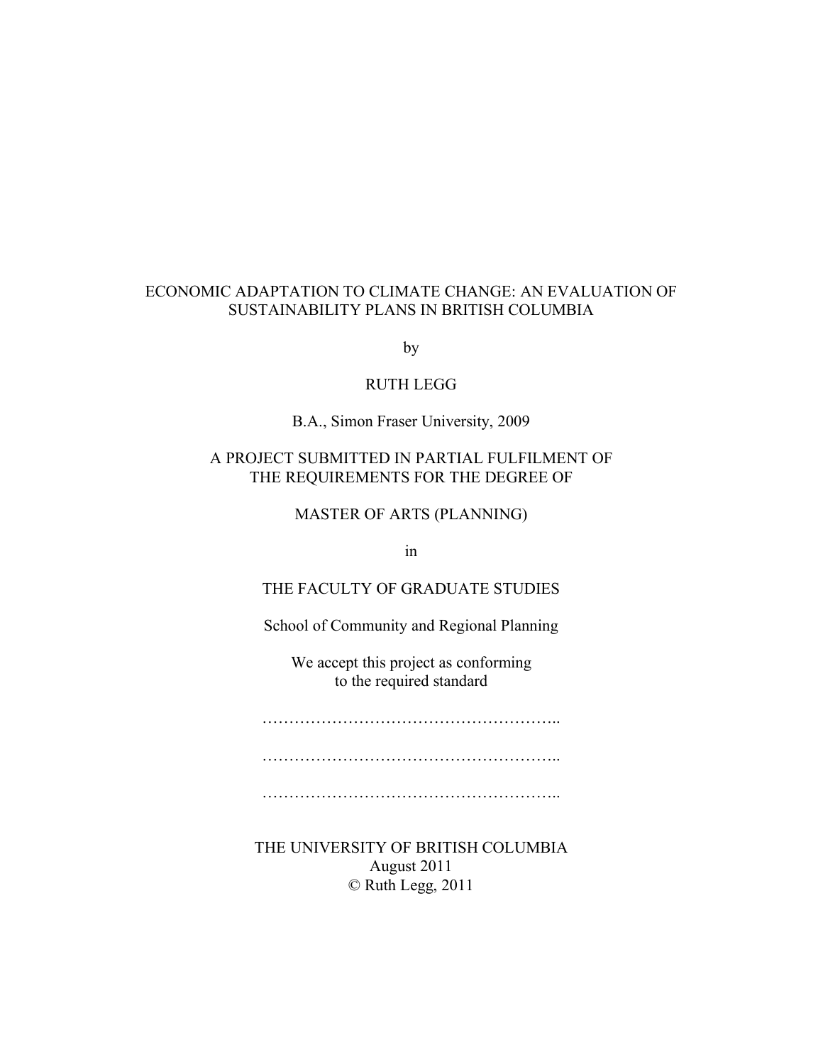# ECONOMIC ADAPTATION TO CLIMATE CHANGE: AN EVALUATION OF SUSTAINABILITY PLANS IN BRITISH COLUMBIA

by

RUTH LEGG

B.A., Simon Fraser University, 2009

A PROJECT SUBMITTED IN PARTIAL FULFILMENT OF THE REQUIREMENTS FOR THE DEGREE OF

MASTER OF ARTS (PLANNING)

in

THE FACULTY OF GRADUATE STUDIES

School of Community and Regional Planning

We accept this project as conforming to the required standard

………………………………………………..

………………………………………………..

………………………………………………..

THE UNIVERSITY OF BRITISH COLUMBIA
August 2011
© Ruth Legg, 2011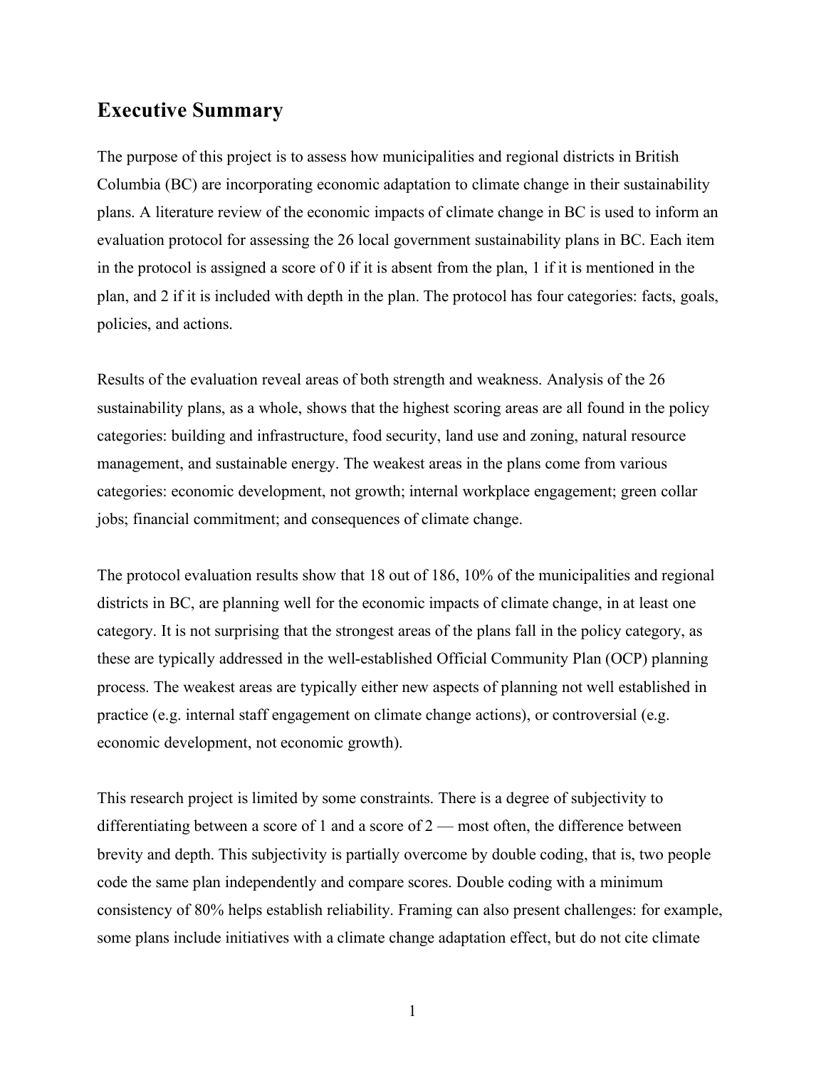## Executive Summary

The purpose of this project is to assess how municipalities and regional districts in British Columbia (BC) are incorporating economic adaptation to climate change in their sustainability plans. A literature review of the economic impacts of climate change in BC is used to inform an evaluation protocol for assessing the 26 local government sustainability plans in BC. Each item in the protocol is assigned a score of 0 if it is absent from the plan, 1 if it is mentioned in the plan, and 2 if it is included with depth in the plan. The protocol has four categories: facts, goals, policies, and actions.

Results of the evaluation reveal areas of both strength and weakness. Analysis of the 26 sustainability plans, as a whole, shows that the highest scoring areas are all found in the policy categories: building and infrastructure, food security, land use and zoning, natural resource management, and sustainable energy. The weakest areas in the plans come from various categories: economic development, not growth; internal workplace engagement; green collar jobs; financial commitment; and consequences of climate change.

The protocol evaluation results show that 18 out of 186, 10% of the municipalities and regional districts in BC, are planning well for the economic impacts of climate change, in at least one category. It is not surprising that the strongest areas of the plans fall in the policy category, as these are typically addressed in the well-established Official Community Plan (OCP) planning process. The weakest areas are typically either new aspects of planning not well established in practice (e.g. internal staff engagement on climate change actions), or controversial (e.g. economic development, not economic growth).

This research project is limited by some constraints. There is a degree of subjectivity to differentiating between a score of 1 and a score of 2 — most often, the difference between brevity and depth. This subjectivity is partially overcome by double coding, that is, two people code the same plan independently and compare scores. Double coding with a minimum consistency of 80% helps establish reliability. Framing can also present challenges: for example, some plans include initiatives with a climate change adaptation effect, but do not cite climate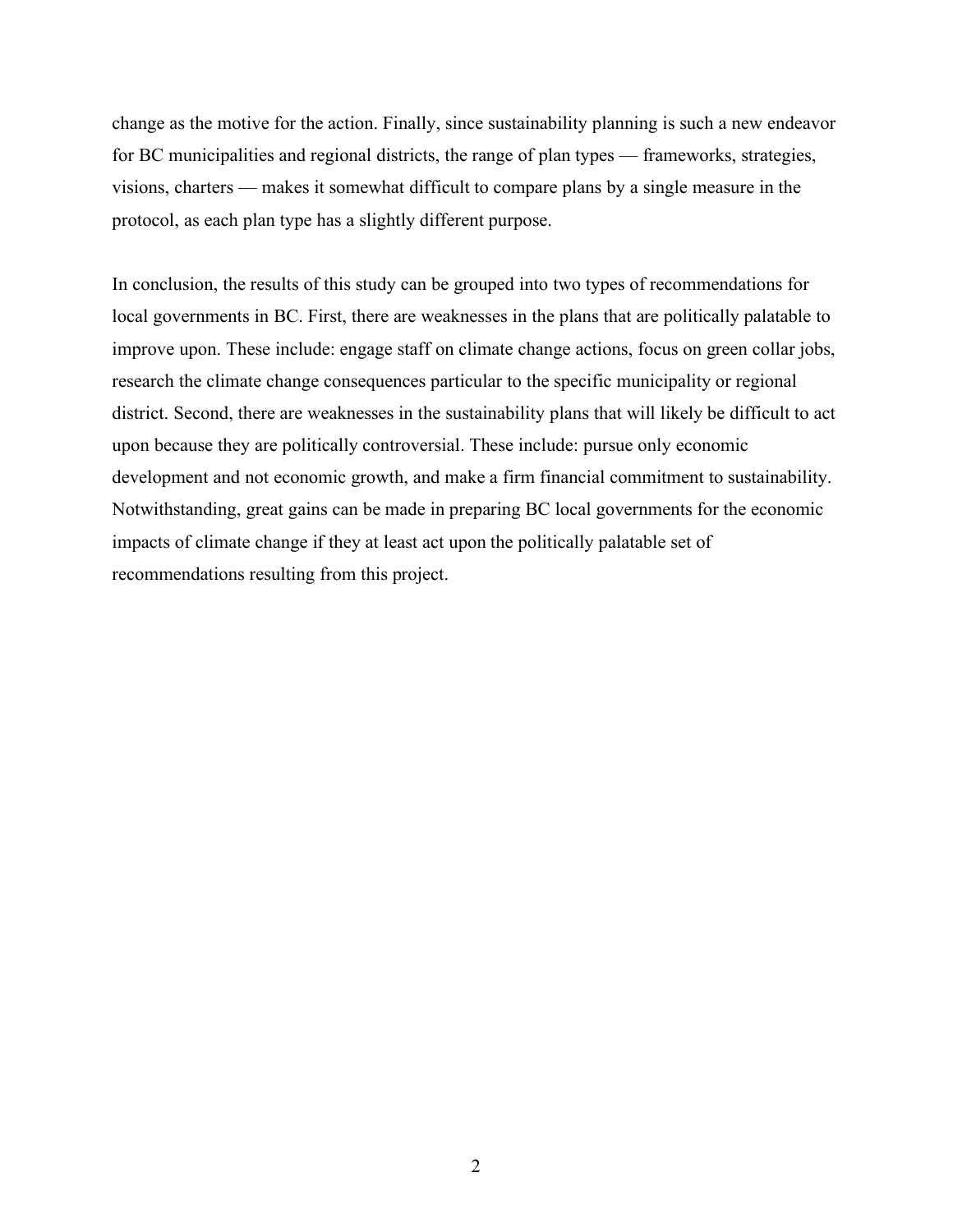change as the motive for the action. Finally, since sustainability planning is such a new endeavor for BC municipalities and regional districts, the range of plan types — frameworks, strategies, visions, charters — makes it somewhat difficult to compare plans by a single measure in the protocol, as each plan type has a slightly different purpose.

In conclusion, the results of this study can be grouped into two types of recommendations for local governments in BC. First, there are weaknesses in the plans that are politically palatable to improve upon. These include: engage staff on climate change actions, focus on green collar jobs, research the climate change consequences particular to the specific municipality or regional district. Second, there are weaknesses in the sustainability plans that will likely be difficult to act upon because they are politically controversial. These include: pursue only economic development and not economic growth, and make a firm financial commitment to sustainability. Notwithstanding, great gains can be made in preparing BC local governments for the economic impacts of climate change if they at least act upon the politically palatable set of recommendations resulting from this project.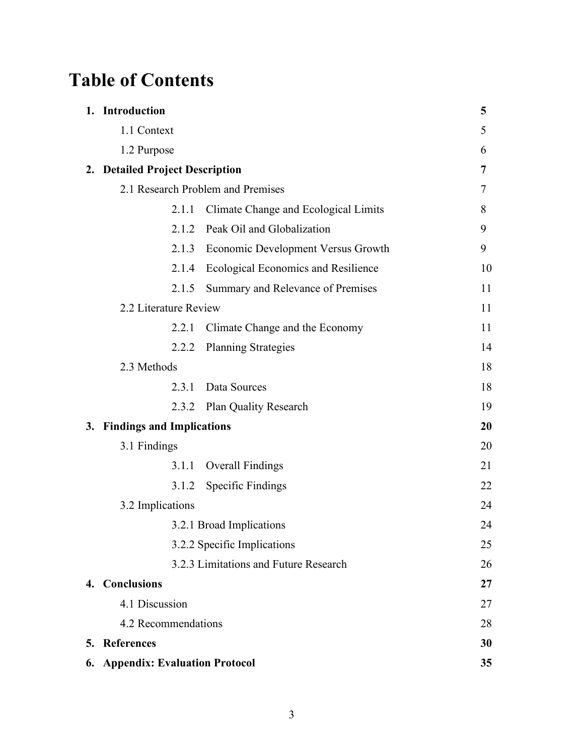# Table of Contents

| | |
|---|---|
| **1. Introduction** | **5** |
| 1.1 Context | 5 |
| 1.2 Purpose | 6 |
| **2. Detailed Project Description** | **7** |
| 2.1 Research Problem and Premises | 7 |
| 2.1.1 Climate Change and Ecological Limits | 8 |
| 2.1.2 Peak Oil and Globalization | 9 |
| 2.1.3 Economic Development Versus Growth | 9 |
| 2.1.4 Ecological Economics and Resilience | 10 |
| 2.1.5 Summary and Relevance of Premises | 11 |
| 2.2 Literature Review | 11 |
| 2.2.1 Climate Change and the Economy | 11 |
| 2.2.2 Planning Strategies | 14 |
| 2.3 Methods | 18 |
| 2.3.1 Data Sources | 18 |
| 2.3.2 Plan Quality Research | 19 |
| **3. Findings and Implications** | **20** |
| 3.1 Findings | 20 |
| 3.1.1 Overall Findings | 21 |
| 3.1.2 Specific Findings | 22 |
| 3.2 Implications | 24 |
| 3.2.1 Broad Implications | 24 |
| 3.2.2 Specific Implications | 25 |
| 3.2.3 Limitations and Future Research | 26 |
| **4. Conclusions** | **27** |
| 4.1 Discussion | 27 |
| 4.2 Recommendations | 28 |
| **5. References** | **30** |
| **6. Appendix: Evaluation Protocol** | **35** |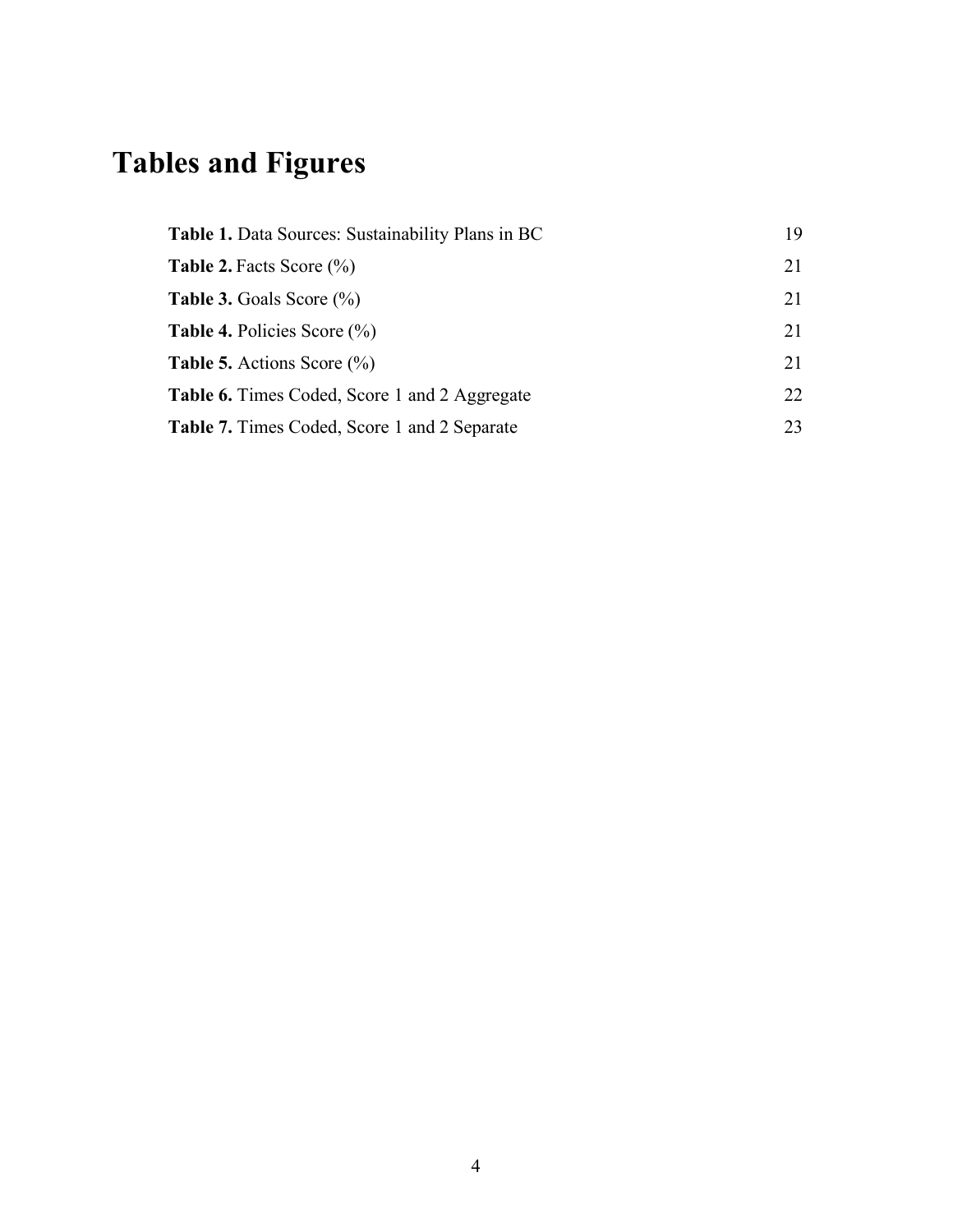# Tables and Figures

| | |
|---|---|
| **Table 1.** Data Sources: Sustainability Plans in BC | 19 |
| **Table 2.** Facts Score (%) | 21 |
| **Table 3.** Goals Score (%) | 21 |
| **Table 4.** Policies Score (%) | 21 |
| **Table 5.** Actions Score (%) | 21 |
| **Table 6.** Times Coded, Score 1 and 2 Aggregate | 22 |
| **Table 7.** Times Coded, Score 1 and 2 Separate | 23 |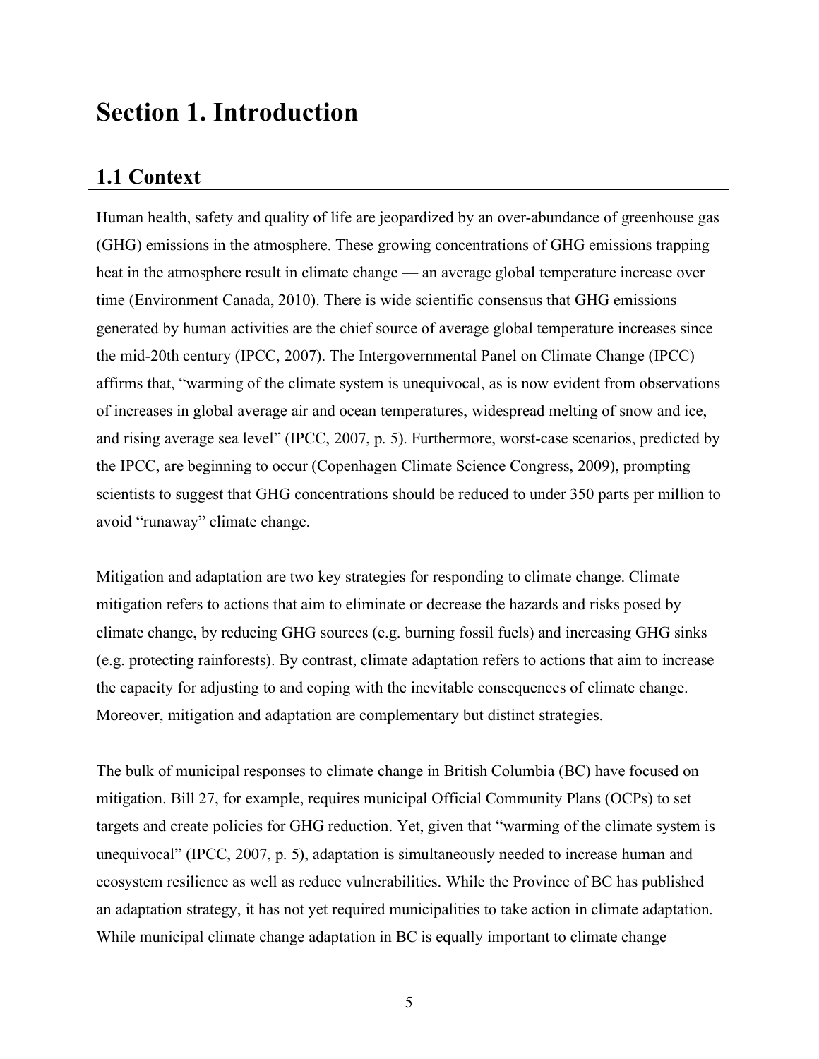# Section 1. Introduction

## 1.1 Context

Human health, safety and quality of life are jeopardized by an over-abundance of greenhouse gas (GHG) emissions in the atmosphere. These growing concentrations of GHG emissions trapping heat in the atmosphere result in climate change — an average global temperature increase over time (Environment Canada, 2010). There is wide scientific consensus that GHG emissions generated by human activities are the chief source of average global temperature increases since the mid-20th century (IPCC, 2007). The Intergovernmental Panel on Climate Change (IPCC) affirms that, "warming of the climate system is unequivocal, as is now evident from observations of increases in global average air and ocean temperatures, widespread melting of snow and ice, and rising average sea level" (IPCC, 2007, p. 5). Furthermore, worst-case scenarios, predicted by the IPCC, are beginning to occur (Copenhagen Climate Science Congress, 2009), prompting scientists to suggest that GHG concentrations should be reduced to under 350 parts per million to avoid "runaway" climate change.

Mitigation and adaptation are two key strategies for responding to climate change. Climate mitigation refers to actions that aim to eliminate or decrease the hazards and risks posed by climate change, by reducing GHG sources (e.g. burning fossil fuels) and increasing GHG sinks (e.g. protecting rainforests). By contrast, climate adaptation refers to actions that aim to increase the capacity for adjusting to and coping with the inevitable consequences of climate change. Moreover, mitigation and adaptation are complementary but distinct strategies.

The bulk of municipal responses to climate change in British Columbia (BC) have focused on mitigation. Bill 27, for example, requires municipal Official Community Plans (OCPs) to set targets and create policies for GHG reduction. Yet, given that "warming of the climate system is unequivocal" (IPCC, 2007, p. 5), adaptation is simultaneously needed to increase human and ecosystem resilience as well as reduce vulnerabilities. While the Province of BC has published an adaptation strategy, it has not yet required municipalities to take action in climate adaptation. While municipal climate change adaptation in BC is equally important to climate change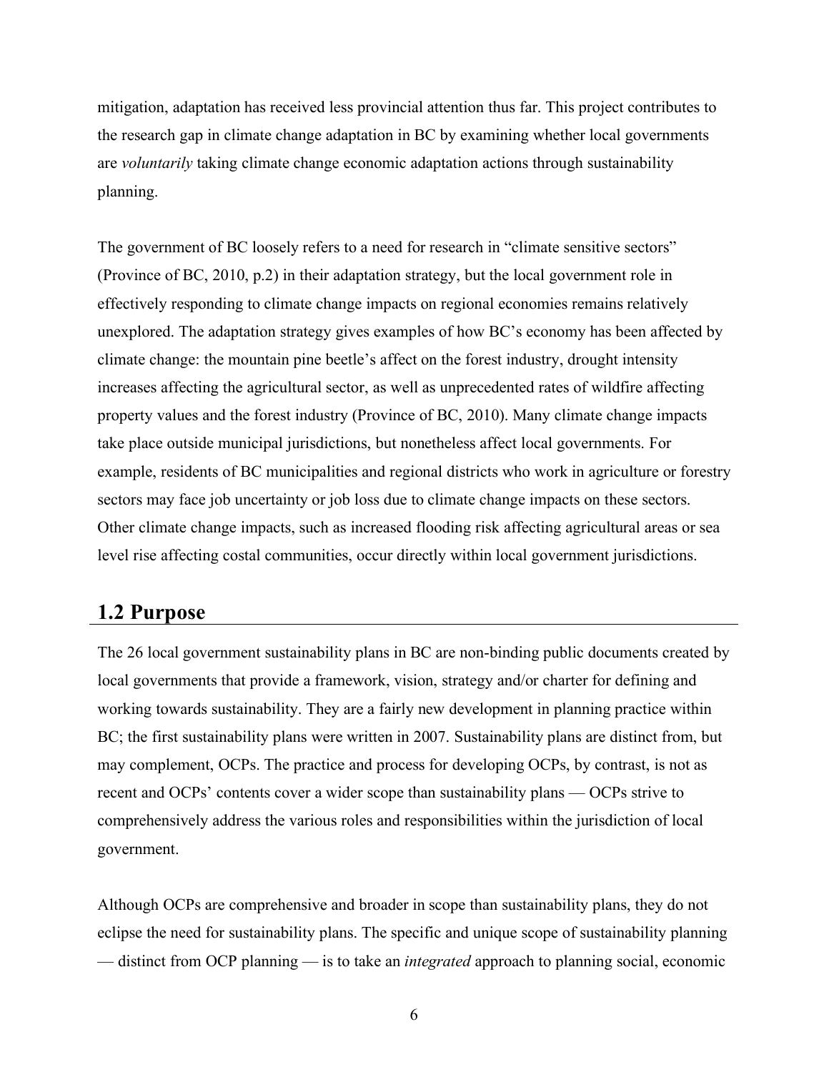mitigation, adaptation has received less provincial attention thus far. This project contributes to the research gap in climate change adaptation in BC by examining whether local governments are *voluntarily* taking climate change economic adaptation actions through sustainability planning.

The government of BC loosely refers to a need for research in "climate sensitive sectors" (Province of BC, 2010, p.2) in their adaptation strategy, but the local government role in effectively responding to climate change impacts on regional economies remains relatively unexplored. The adaptation strategy gives examples of how BC's economy has been affected by climate change: the mountain pine beetle's affect on the forest industry, drought intensity increases affecting the agricultural sector, as well as unprecedented rates of wildfire affecting property values and the forest industry (Province of BC, 2010). Many climate change impacts take place outside municipal jurisdictions, but nonetheless affect local governments. For example, residents of BC municipalities and regional districts who work in agriculture or forestry sectors may face job uncertainty or job loss due to climate change impacts on these sectors. Other climate change impacts, such as increased flooding risk affecting agricultural areas or sea level rise affecting costal communities, occur directly within local government jurisdictions.

## 1.2 Purpose

The 26 local government sustainability plans in BC are non-binding public documents created by local governments that provide a framework, vision, strategy and/or charter for defining and working towards sustainability. They are a fairly new development in planning practice within BC; the first sustainability plans were written in 2007. Sustainability plans are distinct from, but may complement, OCPs. The practice and process for developing OCPs, by contrast, is not as recent and OCPs' contents cover a wider scope than sustainability plans — OCPs strive to comprehensively address the various roles and responsibilities within the jurisdiction of local government.

Although OCPs are comprehensive and broader in scope than sustainability plans, they do not eclipse the need for sustainability plans. The specific and unique scope of sustainability planning — distinct from OCP planning — is to take an *integrated* approach to planning social, economic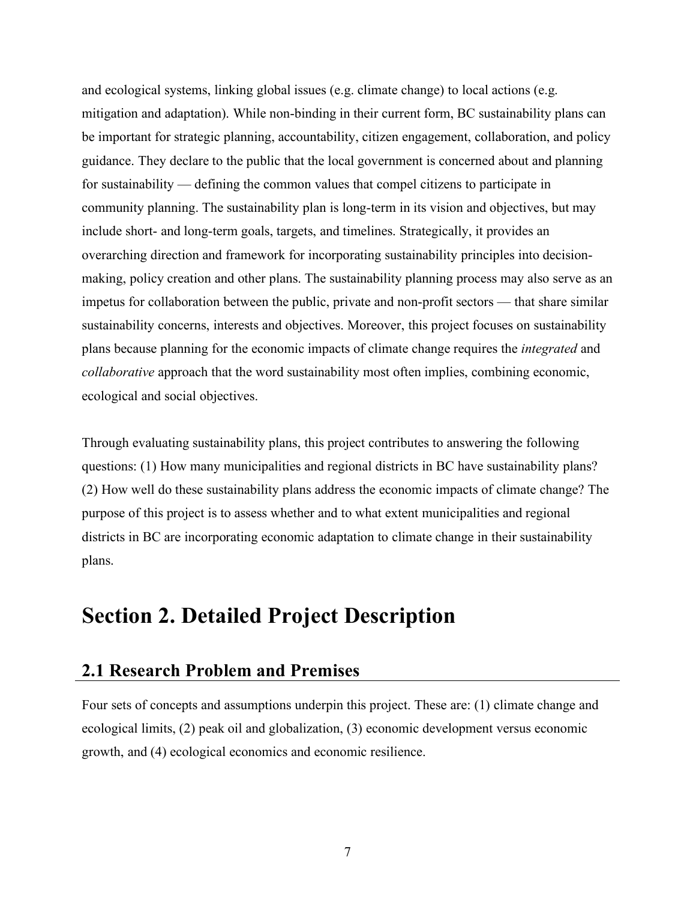and ecological systems, linking global issues (e.g. climate change) to local actions (e.g. mitigation and adaptation). While non-binding in their current form, BC sustainability plans can be important for strategic planning, accountability, citizen engagement, collaboration, and policy guidance. They declare to the public that the local government is concerned about and planning for sustainability — defining the common values that compel citizens to participate in community planning. The sustainability plan is long-term in its vision and objectives, but may include short- and long-term goals, targets, and timelines. Strategically, it provides an overarching direction and framework for incorporating sustainability principles into decision-making, policy creation and other plans. The sustainability planning process may also serve as an impetus for collaboration between the public, private and non-profit sectors — that share similar sustainability concerns, interests and objectives. Moreover, this project focuses on sustainability plans because planning for the economic impacts of climate change requires the *integrated* and *collaborative* approach that the word sustainability most often implies, combining economic, ecological and social objectives.

Through evaluating sustainability plans, this project contributes to answering the following questions: (1) How many municipalities and regional districts in BC have sustainability plans? (2) How well do these sustainability plans address the economic impacts of climate change? The purpose of this project is to assess whether and to what extent municipalities and regional districts in BC are incorporating economic adaptation to climate change in their sustainability plans.

# Section 2. Detailed Project Description

## 2.1 Research Problem and Premises

Four sets of concepts and assumptions underpin this project. These are: (1) climate change and ecological limits, (2) peak oil and globalization, (3) economic development versus economic growth, and (4) ecological economics and economic resilience.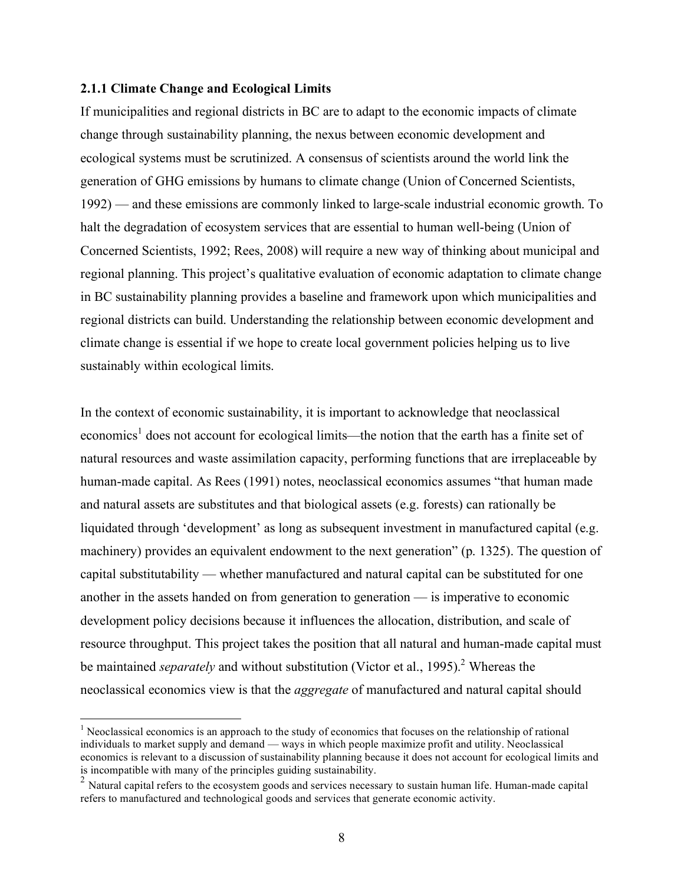### 2.1.1 Climate Change and Ecological Limits

If municipalities and regional districts in BC are to adapt to the economic impacts of climate change through sustainability planning, the nexus between economic development and ecological systems must be scrutinized. A consensus of scientists around the world link the generation of GHG emissions by humans to climate change (Union of Concerned Scientists, 1992) — and these emissions are commonly linked to large-scale industrial economic growth. To halt the degradation of ecosystem services that are essential to human well-being (Union of Concerned Scientists, 1992; Rees, 2008) will require a new way of thinking about municipal and regional planning. This project's qualitative evaluation of economic adaptation to climate change in BC sustainability planning provides a baseline and framework upon which municipalities and regional districts can build. Understanding the relationship between economic development and climate change is essential if we hope to create local government policies helping us to live sustainably within ecological limits.

In the context of economic sustainability, it is important to acknowledge that neoclassical economics[1] does not account for ecological limits—the notion that the earth has a finite set of natural resources and waste assimilation capacity, performing functions that are irreplaceable by human-made capital. As Rees (1991) notes, neoclassical economics assumes "that human made and natural assets are substitutes and that biological assets (e.g. forests) can rationally be liquidated through 'development' as long as subsequent investment in manufactured capital (e.g. machinery) provides an equivalent endowment to the next generation" (p. 1325). The question of capital substitutability — whether manufactured and natural capital can be substituted for one another in the assets handed on from generation to generation — is imperative to economic development policy decisions because it influences the allocation, distribution, and scale of resource throughput. This project takes the position that all natural and human-made capital must be maintained *separately* and without substitution (Victor et al., 1995).[2] Whereas the neoclassical economics view is that the *aggregate* of manufactured and natural capital should

[1] Neoclassical economics is an approach to the study of economics that focuses on the relationship of rational individuals to market supply and demand — ways in which people maximize profit and utility. Neoclassical economics is relevant to a discussion of sustainability planning because it does not account for ecological limits and is incompatible with many of the principles guiding sustainability.

[2] Natural capital refers to the ecosystem goods and services necessary to sustain human life. Human-made capital refers to manufactured and technological goods and services that generate economic activity.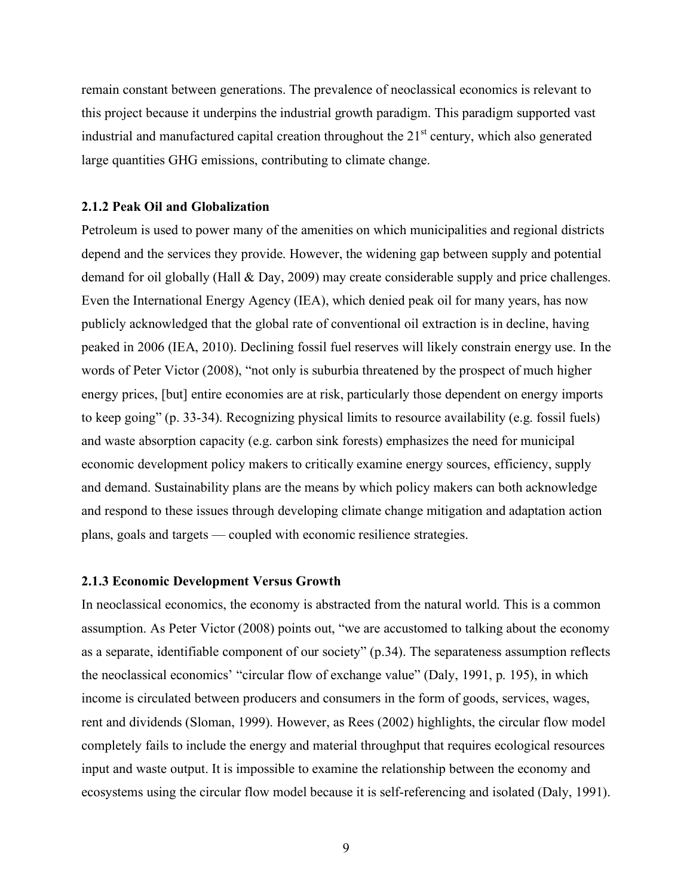remain constant between generations. The prevalence of neoclassical economics is relevant to this project because it underpins the industrial growth paradigm. This paradigm supported vast industrial and manufactured capital creation throughout the 21st century, which also generated large quantities GHG emissions, contributing to climate change.

### 2.1.2 Peak Oil and Globalization

Petroleum is used to power many of the amenities on which municipalities and regional districts depend and the services they provide. However, the widening gap between supply and potential demand for oil globally (Hall & Day, 2009) may create considerable supply and price challenges. Even the International Energy Agency (IEA), which denied peak oil for many years, has now publicly acknowledged that the global rate of conventional oil extraction is in decline, having peaked in 2006 (IEA, 2010). Declining fossil fuel reserves will likely constrain energy use. In the words of Peter Victor (2008), "not only is suburbia threatened by the prospect of much higher energy prices, [but] entire economies are at risk, particularly those dependent on energy imports to keep going" (p. 33-34). Recognizing physical limits to resource availability (e.g. fossil fuels) and waste absorption capacity (e.g. carbon sink forests) emphasizes the need for municipal economic development policy makers to critically examine energy sources, efficiency, supply and demand. Sustainability plans are the means by which policy makers can both acknowledge and respond to these issues through developing climate change mitigation and adaptation action plans, goals and targets — coupled with economic resilience strategies.

### 2.1.3 Economic Development Versus Growth

In neoclassical economics, the economy is abstracted from the natural world. This is a common assumption. As Peter Victor (2008) points out, "we are accustomed to talking about the economy as a separate, identifiable component of our society" (p.34). The separateness assumption reflects the neoclassical economics' "circular flow of exchange value" (Daly, 1991, p. 195), in which income is circulated between producers and consumers in the form of goods, services, wages, rent and dividends (Sloman, 1999). However, as Rees (2002) highlights, the circular flow model completely fails to include the energy and material throughput that requires ecological resources input and waste output. It is impossible to examine the relationship between the economy and ecosystems using the circular flow model because it is self-referencing and isolated (Daly, 1991).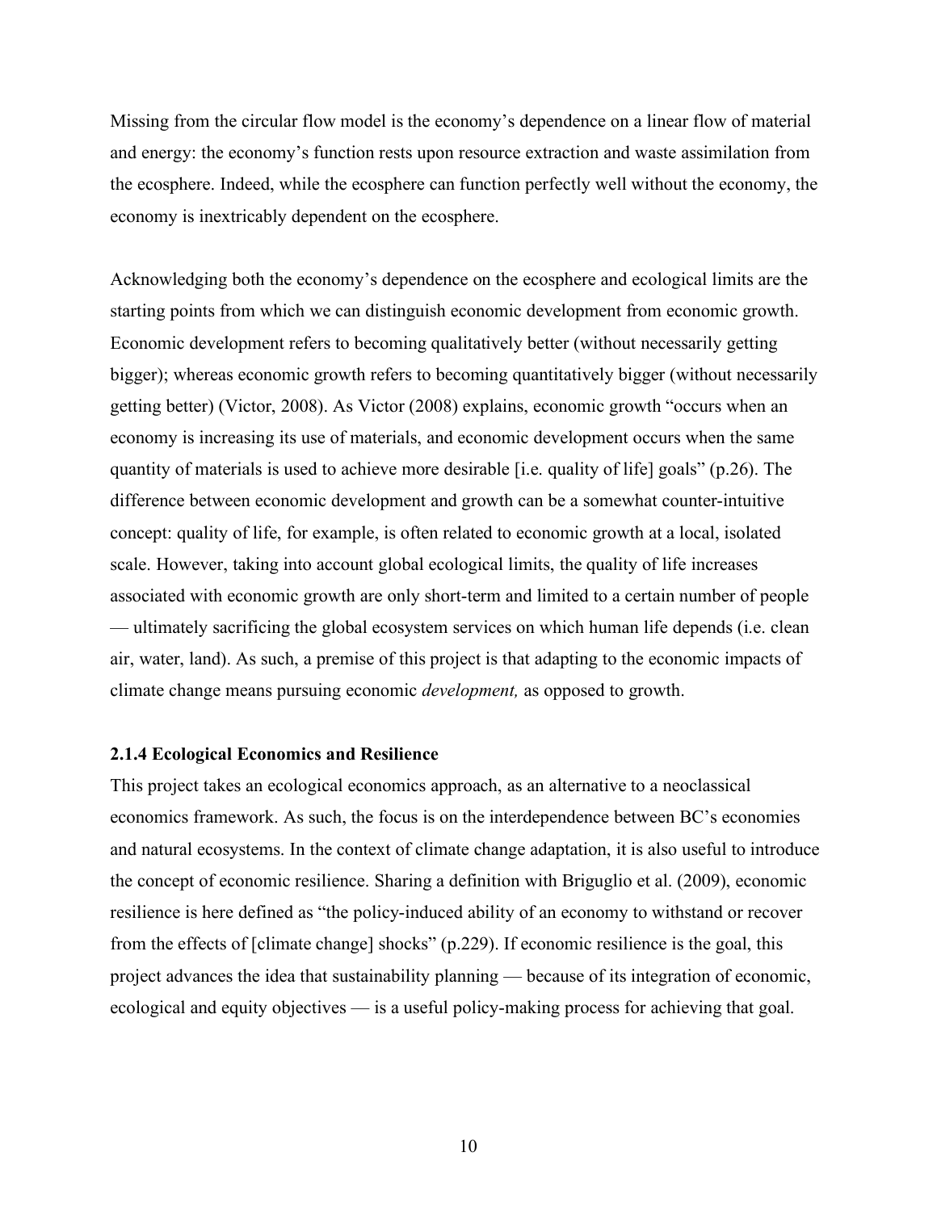Missing from the circular flow model is the economy's dependence on a linear flow of material and energy: the economy's function rests upon resource extraction and waste assimilation from the ecosphere. Indeed, while the ecosphere can function perfectly well without the economy, the economy is inextricably dependent on the ecosphere.

Acknowledging both the economy's dependence on the ecosphere and ecological limits are the starting points from which we can distinguish economic development from economic growth. Economic development refers to becoming qualitatively better (without necessarily getting bigger); whereas economic growth refers to becoming quantitatively bigger (without necessarily getting better) (Victor, 2008). As Victor (2008) explains, economic growth "occurs when an economy is increasing its use of materials, and economic development occurs when the same quantity of materials is used to achieve more desirable [i.e. quality of life] goals" (p.26). The difference between economic development and growth can be a somewhat counter-intuitive concept: quality of life, for example, is often related to economic growth at a local, isolated scale. However, taking into account global ecological limits, the quality of life increases associated with economic growth are only short-term and limited to a certain number of people — ultimately sacrificing the global ecosystem services on which human life depends (i.e. clean air, water, land). As such, a premise of this project is that adapting to the economic impacts of climate change means pursuing economic *development,* as opposed to growth.

#### 2.1.4 Ecological Economics and Resilience

This project takes an ecological economics approach, as an alternative to a neoclassical economics framework. As such, the focus is on the interdependence between BC's economies and natural ecosystems. In the context of climate change adaptation, it is also useful to introduce the concept of economic resilience. Sharing a definition with Briguglio et al. (2009), economic resilience is here defined as "the policy-induced ability of an economy to withstand or recover from the effects of [climate change] shocks" (p.229). If economic resilience is the goal, this project advances the idea that sustainability planning — because of its integration of economic, ecological and equity objectives — is a useful policy-making process for achieving that goal.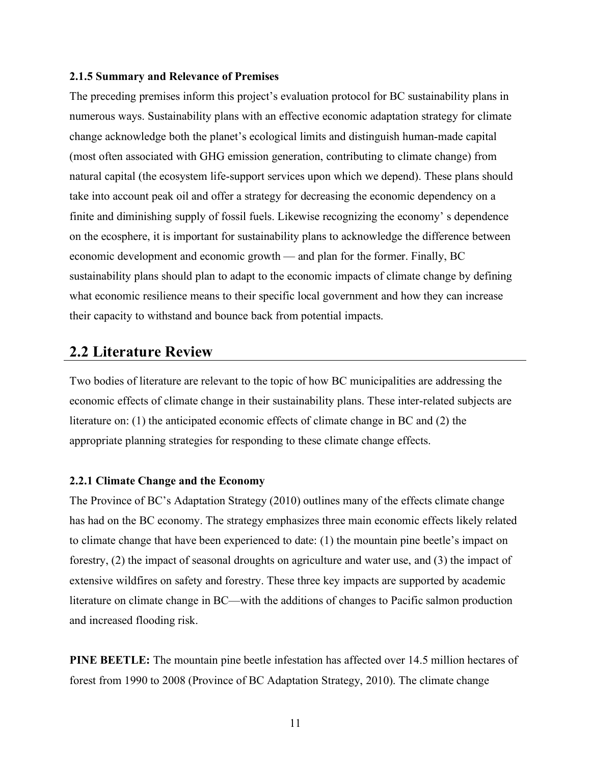#### 2.1.5 Summary and Relevance of Premises

The preceding premises inform this project's evaluation protocol for BC sustainability plans in numerous ways. Sustainability plans with an effective economic adaptation strategy for climate change acknowledge both the planet's ecological limits and distinguish human-made capital (most often associated with GHG emission generation, contributing to climate change) from natural capital (the ecosystem life-support services upon which we depend). These plans should take into account peak oil and offer a strategy for decreasing the economic dependency on a finite and diminishing supply of fossil fuels. Likewise recognizing the economy' s dependence on the ecosphere, it is important for sustainability plans to acknowledge the difference between economic development and economic growth — and plan for the former. Finally, BC sustainability plans should plan to adapt to the economic impacts of climate change by defining what economic resilience means to their specific local government and how they can increase their capacity to withstand and bounce back from potential impacts.

## 2.2 Literature Review

Two bodies of literature are relevant to the topic of how BC municipalities are addressing the economic effects of climate change in their sustainability plans. These inter-related subjects are literature on: (1) the anticipated economic effects of climate change in BC and (2) the appropriate planning strategies for responding to these climate change effects.

#### 2.2.1 Climate Change and the Economy

The Province of BC's Adaptation Strategy (2010) outlines many of the effects climate change has had on the BC economy. The strategy emphasizes three main economic effects likely related to climate change that have been experienced to date: (1) the mountain pine beetle's impact on forestry, (2) the impact of seasonal droughts on agriculture and water use, and (3) the impact of extensive wildfires on safety and forestry. These three key impacts are supported by academic literature on climate change in BC—with the additions of changes to Pacific salmon production and increased flooding risk.

**PINE BEETLE:** The mountain pine beetle infestation has affected over 14.5 million hectares of forest from 1990 to 2008 (Province of BC Adaptation Strategy, 2010). The climate change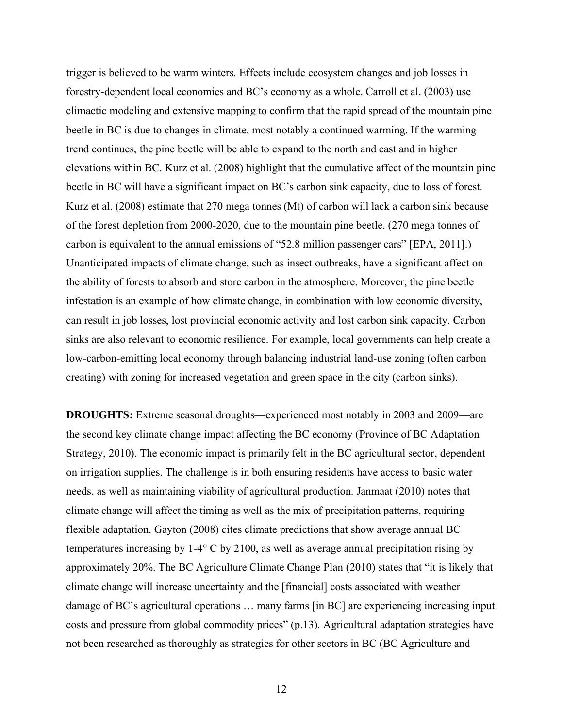trigger is believed to be warm winters. Effects include ecosystem changes and job losses in forestry-dependent local economies and BC's economy as a whole. Carroll et al. (2003) use climactic modeling and extensive mapping to confirm that the rapid spread of the mountain pine beetle in BC is due to changes in climate, most notably a continued warming. If the warming trend continues, the pine beetle will be able to expand to the north and east and in higher elevations within BC. Kurz et al. (2008) highlight that the cumulative affect of the mountain pine beetle in BC will have a significant impact on BC's carbon sink capacity, due to loss of forest. Kurz et al. (2008) estimate that 270 mega tonnes (Mt) of carbon will lack a carbon sink because of the forest depletion from 2000-2020, due to the mountain pine beetle. (270 mega tonnes of carbon is equivalent to the annual emissions of "52.8 million passenger cars" [EPA, 2011].) Unanticipated impacts of climate change, such as insect outbreaks, have a significant affect on the ability of forests to absorb and store carbon in the atmosphere. Moreover, the pine beetle infestation is an example of how climate change, in combination with low economic diversity, can result in job losses, lost provincial economic activity and lost carbon sink capacity. Carbon sinks are also relevant to economic resilience. For example, local governments can help create a low-carbon-emitting local economy through balancing industrial land-use zoning (often carbon creating) with zoning for increased vegetation and green space in the city (carbon sinks).

**DROUGHTS:** Extreme seasonal droughts—experienced most notably in 2003 and 2009—are the second key climate change impact affecting the BC economy (Province of BC Adaptation Strategy, 2010). The economic impact is primarily felt in the BC agricultural sector, dependent on irrigation supplies. The challenge is in both ensuring residents have access to basic water needs, as well as maintaining viability of agricultural production. Janmaat (2010) notes that climate change will affect the timing as well as the mix of precipitation patterns, requiring flexible adaptation. Gayton (2008) cites climate predictions that show average annual BC temperatures increasing by 1-4° C by 2100, as well as average annual precipitation rising by approximately 20%. The BC Agriculture Climate Change Plan (2010) states that "it is likely that climate change will increase uncertainty and the [financial] costs associated with weather damage of BC's agricultural operations … many farms [in BC] are experiencing increasing input costs and pressure from global commodity prices" (p.13). Agricultural adaptation strategies have not been researched as thoroughly as strategies for other sectors in BC (BC Agriculture and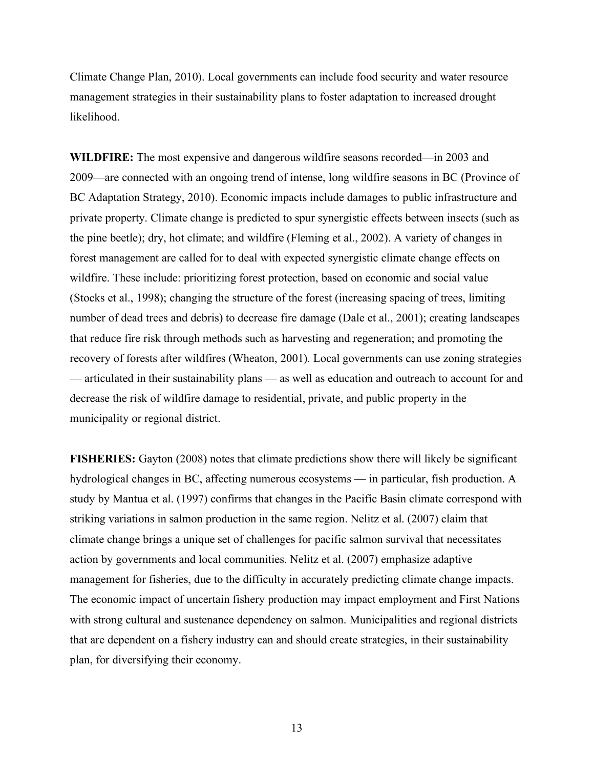Climate Change Plan, 2010). Local governments can include food security and water resource management strategies in their sustainability plans to foster adaptation to increased drought likelihood.

**WILDFIRE:** The most expensive and dangerous wildfire seasons recorded—in 2003 and 2009—are connected with an ongoing trend of intense, long wildfire seasons in BC (Province of BC Adaptation Strategy, 2010). Economic impacts include damages to public infrastructure and private property. Climate change is predicted to spur synergistic effects between insects (such as the pine beetle); dry, hot climate; and wildfire (Fleming et al., 2002). A variety of changes in forest management are called for to deal with expected synergistic climate change effects on wildfire. These include: prioritizing forest protection, based on economic and social value (Stocks et al., 1998); changing the structure of the forest (increasing spacing of trees, limiting number of dead trees and debris) to decrease fire damage (Dale et al., 2001); creating landscapes that reduce fire risk through methods such as harvesting and regeneration; and promoting the recovery of forests after wildfires (Wheaton, 2001). Local governments can use zoning strategies — articulated in their sustainability plans — as well as education and outreach to account for and decrease the risk of wildfire damage to residential, private, and public property in the municipality or regional district.

**FISHERIES:** Gayton (2008) notes that climate predictions show there will likely be significant hydrological changes in BC, affecting numerous ecosystems — in particular, fish production. A study by Mantua et al. (1997) confirms that changes in the Pacific Basin climate correspond with striking variations in salmon production in the same region. Nelitz et al. (2007) claim that climate change brings a unique set of challenges for pacific salmon survival that necessitates action by governments and local communities. Nelitz et al. (2007) emphasize adaptive management for fisheries, due to the difficulty in accurately predicting climate change impacts. The economic impact of uncertain fishery production may impact employment and First Nations with strong cultural and sustenance dependency on salmon. Municipalities and regional districts that are dependent on a fishery industry can and should create strategies, in their sustainability plan, for diversifying their economy.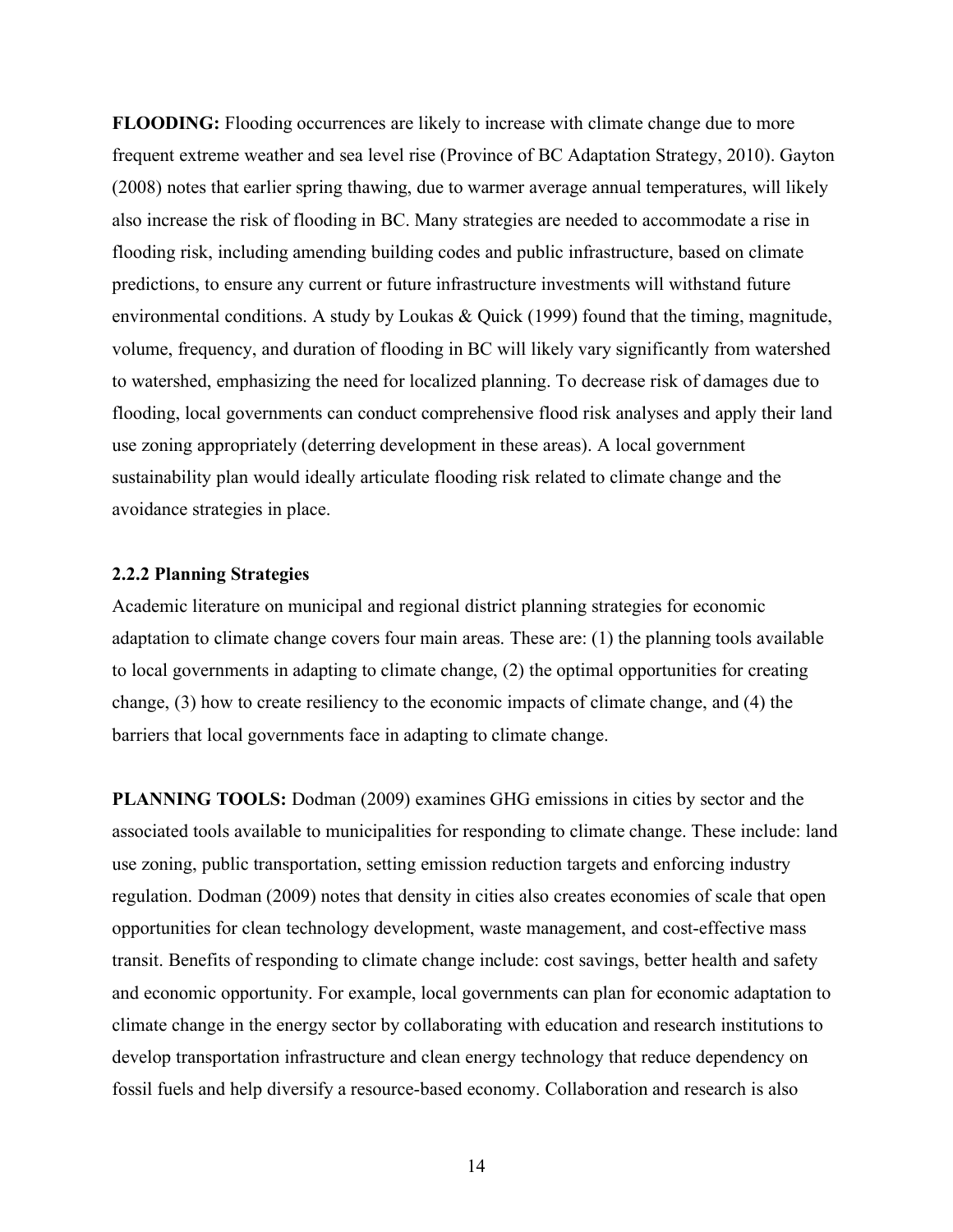**FLOODING:** Flooding occurrences are likely to increase with climate change due to more frequent extreme weather and sea level rise (Province of BC Adaptation Strategy, 2010). Gayton (2008) notes that earlier spring thawing, due to warmer average annual temperatures, will likely also increase the risk of flooding in BC. Many strategies are needed to accommodate a rise in flooding risk, including amending building codes and public infrastructure, based on climate predictions, to ensure any current or future infrastructure investments will withstand future environmental conditions. A study by Loukas & Quick (1999) found that the timing, magnitude, volume, frequency, and duration of flooding in BC will likely vary significantly from watershed to watershed, emphasizing the need for localized planning. To decrease risk of damages due to flooding, local governments can conduct comprehensive flood risk analyses and apply their land use zoning appropriately (deterring development in these areas). A local government sustainability plan would ideally articulate flooding risk related to climate change and the avoidance strategies in place.

### 2.2.2 Planning Strategies

Academic literature on municipal and regional district planning strategies for economic adaptation to climate change covers four main areas. These are: (1) the planning tools available to local governments in adapting to climate change, (2) the optimal opportunities for creating change, (3) how to create resiliency to the economic impacts of climate change, and (4) the barriers that local governments face in adapting to climate change.

**PLANNING TOOLS:** Dodman (2009) examines GHG emissions in cities by sector and the associated tools available to municipalities for responding to climate change. These include: land use zoning, public transportation, setting emission reduction targets and enforcing industry regulation. Dodman (2009) notes that density in cities also creates economies of scale that open opportunities for clean technology development, waste management, and cost-effective mass transit. Benefits of responding to climate change include: cost savings, better health and safety and economic opportunity. For example, local governments can plan for economic adaptation to climate change in the energy sector by collaborating with education and research institutions to develop transportation infrastructure and clean energy technology that reduce dependency on fossil fuels and help diversify a resource-based economy. Collaboration and research is also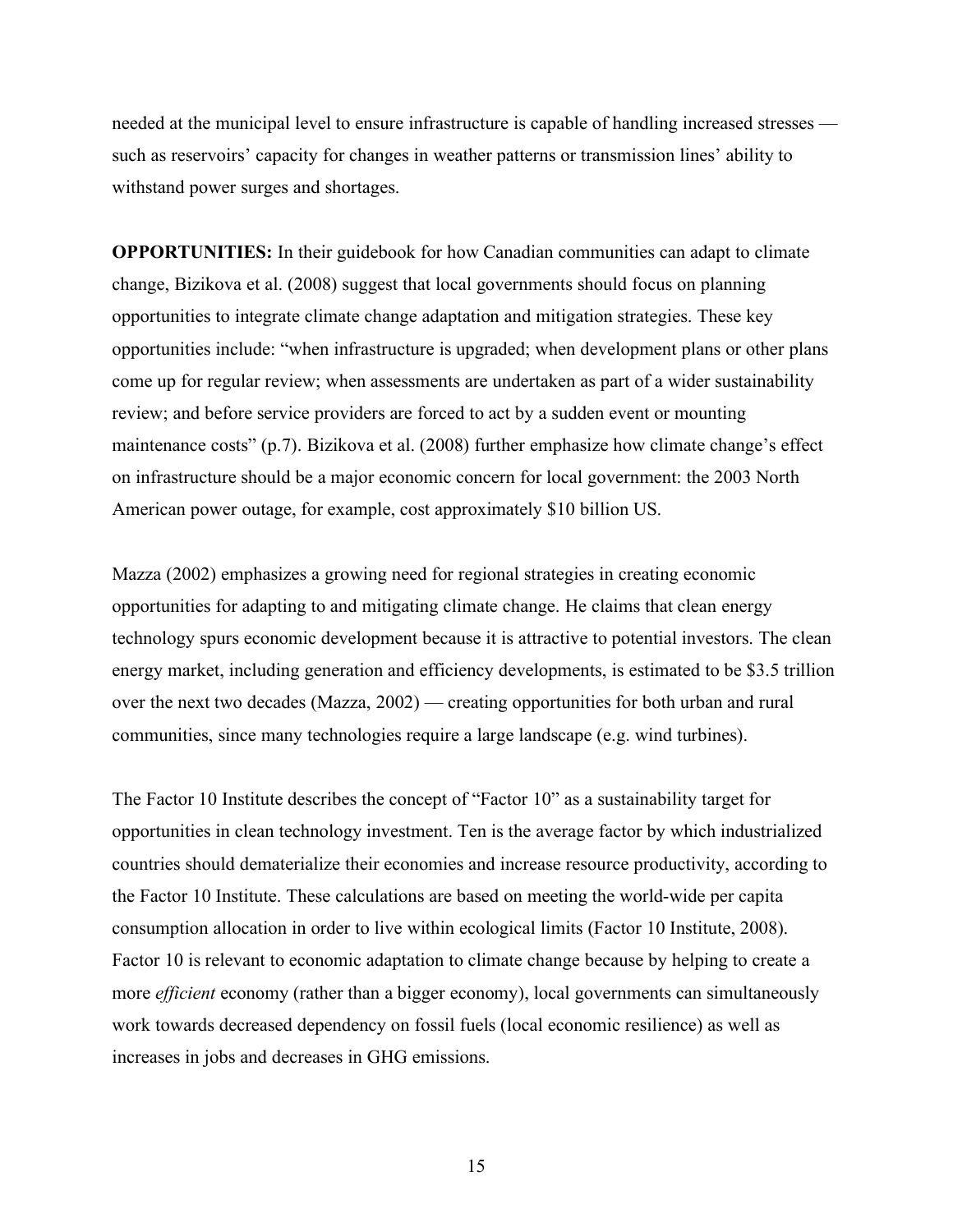needed at the municipal level to ensure infrastructure is capable of handling increased stresses — such as reservoirs' capacity for changes in weather patterns or transmission lines' ability to withstand power surges and shortages.

**OPPORTUNITIES:** In their guidebook for how Canadian communities can adapt to climate change, Bizikova et al. (2008) suggest that local governments should focus on planning opportunities to integrate climate change adaptation and mitigation strategies. These key opportunities include: "when infrastructure is upgraded; when development plans or other plans come up for regular review; when assessments are undertaken as part of a wider sustainability review; and before service providers are forced to act by a sudden event or mounting maintenance costs" (p.7). Bizikova et al. (2008) further emphasize how climate change's effect on infrastructure should be a major economic concern for local government: the 2003 North American power outage, for example, cost approximately $10 billion US.

Mazza (2002) emphasizes a growing need for regional strategies in creating economic opportunities for adapting to and mitigating climate change. He claims that clean energy technology spurs economic development because it is attractive to potential investors. The clean energy market, including generation and efficiency developments, is estimated to be $3.5 trillion over the next two decades (Mazza, 2002) — creating opportunities for both urban and rural communities, since many technologies require a large landscape (e.g. wind turbines).

The Factor 10 Institute describes the concept of "Factor 10" as a sustainability target for opportunities in clean technology investment. Ten is the average factor by which industrialized countries should dematerialize their economies and increase resource productivity, according to the Factor 10 Institute. These calculations are based on meeting the world-wide per capita consumption allocation in order to live within ecological limits (Factor 10 Institute, 2008). Factor 10 is relevant to economic adaptation to climate change because by helping to create a more *efficient* economy (rather than a bigger economy), local governments can simultaneously work towards decreased dependency on fossil fuels (local economic resilience) as well as increases in jobs and decreases in GHG emissions.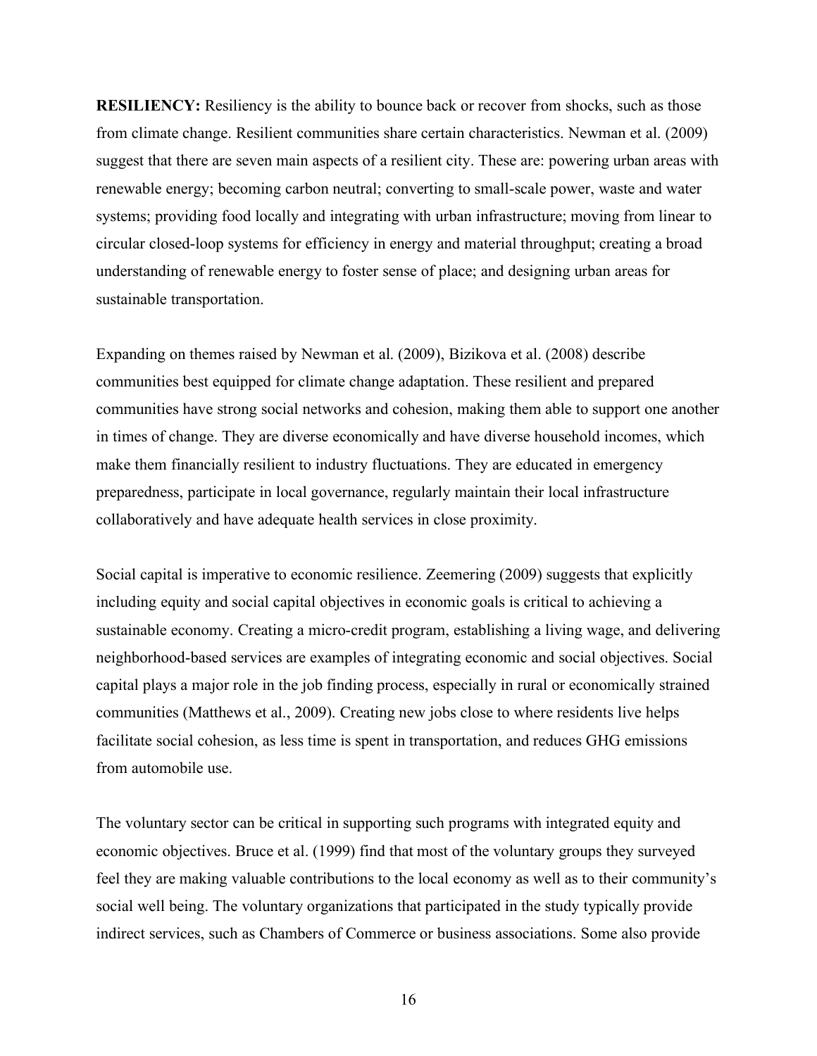**RESILIENCY:** Resiliency is the ability to bounce back or recover from shocks, such as those from climate change. Resilient communities share certain characteristics. Newman et al. (2009) suggest that there are seven main aspects of a resilient city. These are: powering urban areas with renewable energy; becoming carbon neutral; converting to small-scale power, waste and water systems; providing food locally and integrating with urban infrastructure; moving from linear to circular closed-loop systems for efficiency in energy and material throughput; creating a broad understanding of renewable energy to foster sense of place; and designing urban areas for sustainable transportation.

Expanding on themes raised by Newman et al. (2009), Bizikova et al. (2008) describe communities best equipped for climate change adaptation. These resilient and prepared communities have strong social networks and cohesion, making them able to support one another in times of change. They are diverse economically and have diverse household incomes, which make them financially resilient to industry fluctuations. They are educated in emergency preparedness, participate in local governance, regularly maintain their local infrastructure collaboratively and have adequate health services in close proximity.

Social capital is imperative to economic resilience. Zeemering (2009) suggests that explicitly including equity and social capital objectives in economic goals is critical to achieving a sustainable economy. Creating a micro-credit program, establishing a living wage, and delivering neighborhood-based services are examples of integrating economic and social objectives. Social capital plays a major role in the job finding process, especially in rural or economically strained communities (Matthews et al., 2009). Creating new jobs close to where residents live helps facilitate social cohesion, as less time is spent in transportation, and reduces GHG emissions from automobile use.

The voluntary sector can be critical in supporting such programs with integrated equity and economic objectives. Bruce et al. (1999) find that most of the voluntary groups they surveyed feel they are making valuable contributions to the local economy as well as to their community's social well being. The voluntary organizations that participated in the study typically provide indirect services, such as Chambers of Commerce or business associations. Some also provide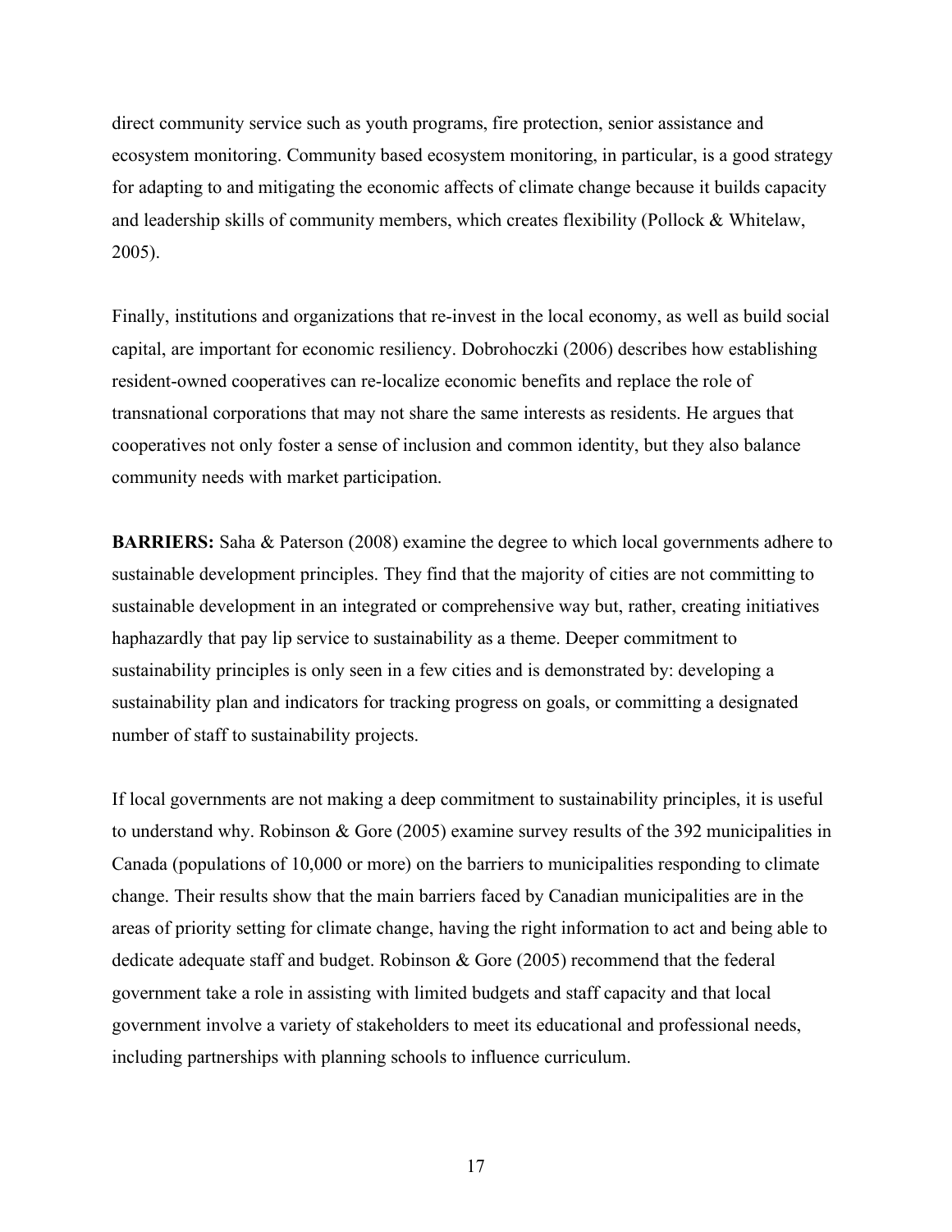direct community service such as youth programs, fire protection, senior assistance and ecosystem monitoring. Community based ecosystem monitoring, in particular, is a good strategy for adapting to and mitigating the economic affects of climate change because it builds capacity and leadership skills of community members, which creates flexibility (Pollock & Whitelaw, 2005).

Finally, institutions and organizations that re-invest in the local economy, as well as build social capital, are important for economic resiliency. Dobrohoczki (2006) describes how establishing resident-owned cooperatives can re-localize economic benefits and replace the role of transnational corporations that may not share the same interests as residents. He argues that cooperatives not only foster a sense of inclusion and common identity, but they also balance community needs with market participation.

**BARRIERS:** Saha & Paterson (2008) examine the degree to which local governments adhere to sustainable development principles. They find that the majority of cities are not committing to sustainable development in an integrated or comprehensive way but, rather, creating initiatives haphazardly that pay lip service to sustainability as a theme. Deeper commitment to sustainability principles is only seen in a few cities and is demonstrated by: developing a sustainability plan and indicators for tracking progress on goals, or committing a designated number of staff to sustainability projects.

If local governments are not making a deep commitment to sustainability principles, it is useful to understand why. Robinson & Gore (2005) examine survey results of the 392 municipalities in Canada (populations of 10,000 or more) on the barriers to municipalities responding to climate change. Their results show that the main barriers faced by Canadian municipalities are in the areas of priority setting for climate change, having the right information to act and being able to dedicate adequate staff and budget. Robinson & Gore (2005) recommend that the federal government take a role in assisting with limited budgets and staff capacity and that local government involve a variety of stakeholders to meet its educational and professional needs, including partnerships with planning schools to influence curriculum.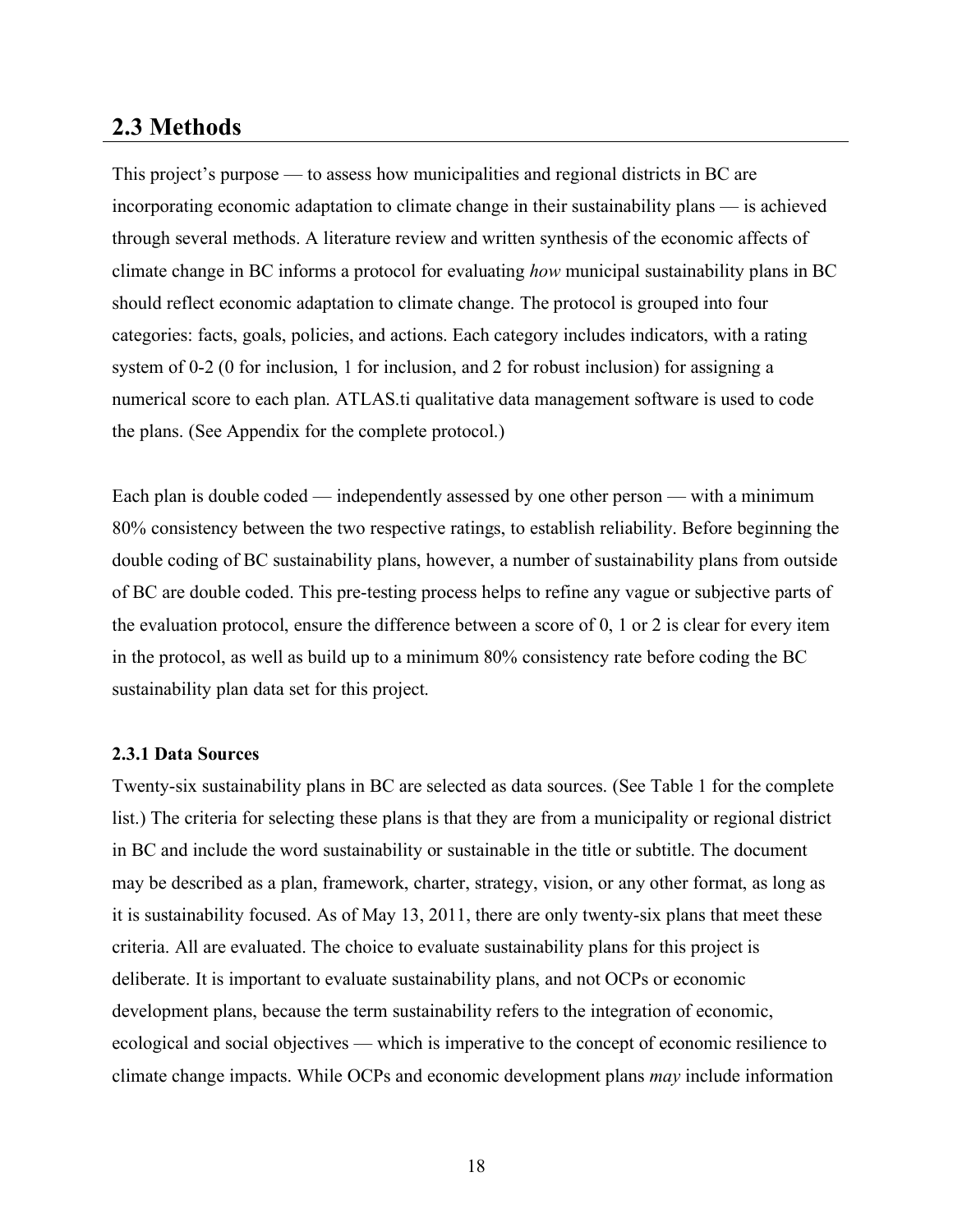## 2.3 Methods

This project's purpose — to assess how municipalities and regional districts in BC are incorporating economic adaptation to climate change in their sustainability plans — is achieved through several methods. A literature review and written synthesis of the economic affects of climate change in BC informs a protocol for evaluating *how* municipal sustainability plans in BC should reflect economic adaptation to climate change. The protocol is grouped into four categories: facts, goals, policies, and actions. Each category includes indicators, with a rating system of 0-2 (0 for inclusion, 1 for inclusion, and 2 for robust inclusion) for assigning a numerical score to each plan. ATLAS.ti qualitative data management software is used to code the plans. (See Appendix for the complete protocol.)

Each plan is double coded — independently assessed by one other person — with a minimum 80% consistency between the two respective ratings, to establish reliability. Before beginning the double coding of BC sustainability plans, however, a number of sustainability plans from outside of BC are double coded. This pre-testing process helps to refine any vague or subjective parts of the evaluation protocol, ensure the difference between a score of 0, 1 or 2 is clear for every item in the protocol, as well as build up to a minimum 80% consistency rate before coding the BC sustainability plan data set for this project.

### 2.3.1 Data Sources

Twenty-six sustainability plans in BC are selected as data sources. (See Table 1 for the complete list.) The criteria for selecting these plans is that they are from a municipality or regional district in BC and include the word sustainability or sustainable in the title or subtitle. The document may be described as a plan, framework, charter, strategy, vision, or any other format, as long as it is sustainability focused. As of May 13, 2011, there are only twenty-six plans that meet these criteria. All are evaluated. The choice to evaluate sustainability plans for this project is deliberate. It is important to evaluate sustainability plans, and not OCPs or economic development plans, because the term sustainability refers to the integration of economic, ecological and social objectives — which is imperative to the concept of economic resilience to climate change impacts. While OCPs and economic development plans *may* include information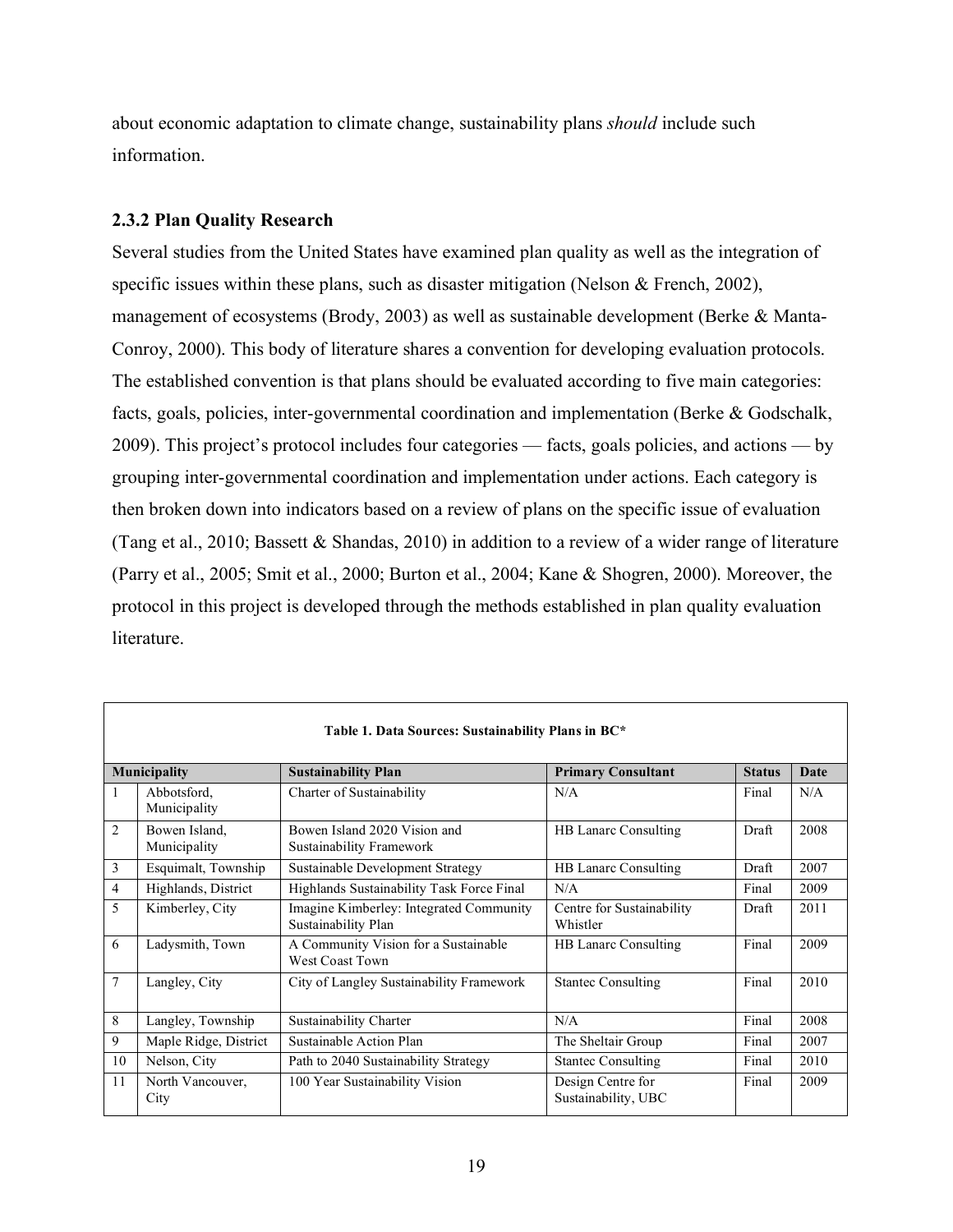about economic adaptation to climate change, sustainability plans *should* include such information.

### 2.3.2 Plan Quality Research

Several studies from the United States have examined plan quality as well as the integration of specific issues within these plans, such as disaster mitigation (Nelson & French, 2002), management of ecosystems (Brody, 2003) as well as sustainable development (Berke & Manta-Conroy, 2000). This body of literature shares a convention for developing evaluation protocols. The established convention is that plans should be evaluated according to five main categories: facts, goals, policies, inter-governmental coordination and implementation (Berke & Godschalk, 2009). This project's protocol includes four categories — facts, goals policies, and actions — by grouping inter-governmental coordination and implementation under actions. Each category is then broken down into indicators based on a review of plans on the specific issue of evaluation (Tang et al., 2010; Bassett & Shandas, 2010) in addition to a review of a wider range of literature (Parry et al., 2005; Smit et al., 2000; Burton et al., 2004; Kane & Shogren, 2000). Moreover, the protocol in this project is developed through the methods established in plan quality evaluation literature.

**Table 1. Data Sources: Sustainability Plans in BC***

| Municipality | | Sustainability Plan | Primary Consultant | Status | Date |
|---|---|---|---|---|---|
| 1 | Abbotsford, Municipality | Charter of Sustainability | N/A | Final | N/A |
| 2 | Bowen Island, Municipality | Bowen Island 2020 Vision and Sustainability Framework | HB Lanarc Consulting | Draft | 2008 |
| 3 | Esquimalt, Township | Sustainable Development Strategy | HB Lanarc Consulting | Draft | 2007 |
| 4 | Highlands, District | Highlands Sustainability Task Force Final | N/A | Final | 2009 |
| 5 | Kimberley, City | Imagine Kimberley: Integrated Community Sustainability Plan | Centre for Sustainability Whistler | Draft | 2011 |
| 6 | Ladysmith, Town | A Community Vision for a Sustainable West Coast Town | HB Lanarc Consulting | Final | 2009 |
| 7 | Langley, City | City of Langley Sustainability Framework | Stantec Consulting | Final | 2010 |
| 8 | Langley, Township | Sustainability Charter | N/A | Final | 2008 |
| 9 | Maple Ridge, District | Sustainable Action Plan | The Sheltair Group | Final | 2007 |
| 10 | Nelson, City | Path to 2040 Sustainability Strategy | Stantec Consulting | Final | 2010 |
| 11 | North Vancouver, City | 100 Year Sustainability Vision | Design Centre for Sustainability, UBC | Final | 2009 |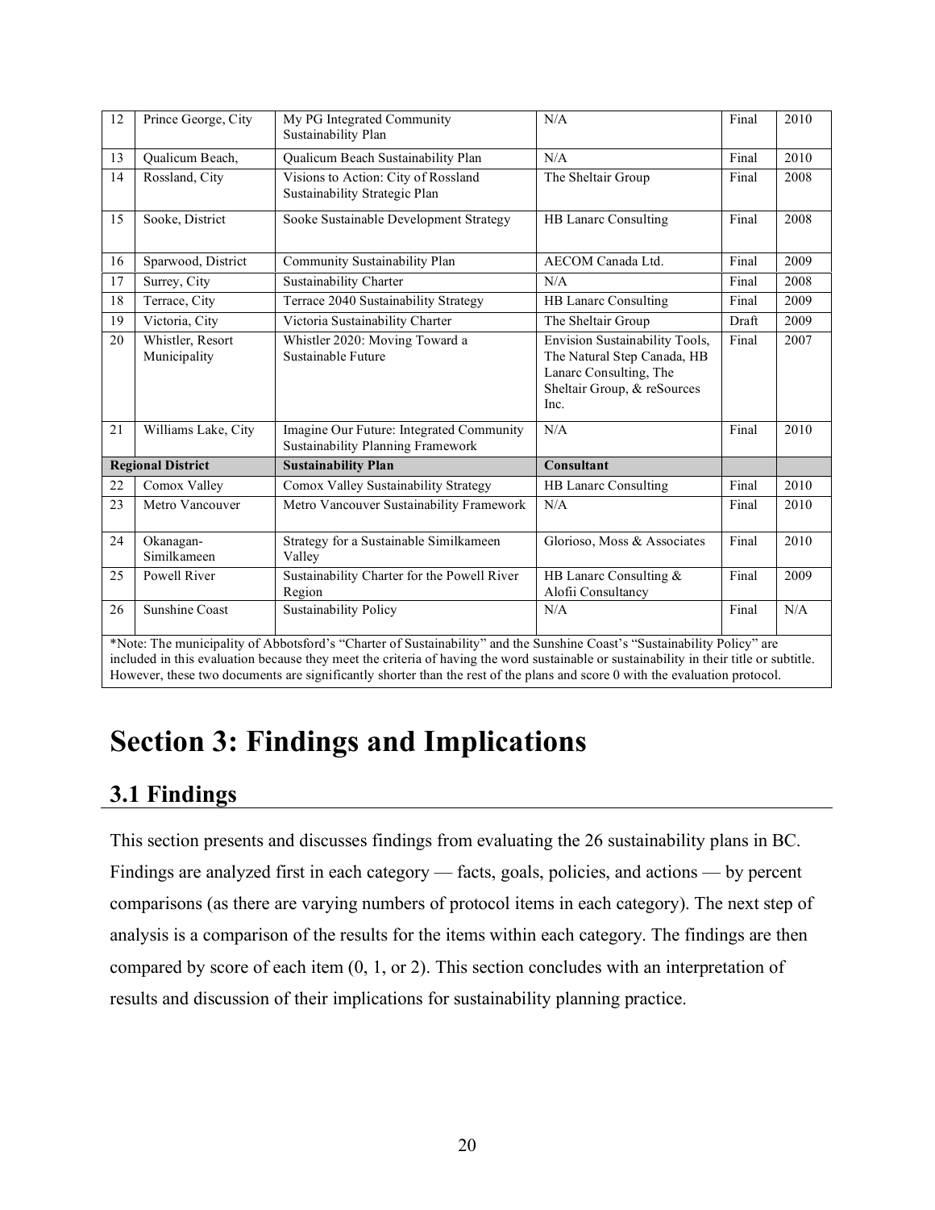| 12 | Prince George, City | My PG Integrated Community Sustainability Plan | N/A | Final | 2010 |
|---|---|---|---|---|---|
| 13 | Qualicum Beach, | Qualicum Beach Sustainability Plan | N/A | Final | 2010 |
| 14 | Rossland, City | Visions to Action: City of Rossland Sustainability Strategic Plan | The Sheltair Group | Final | 2008 |
| 15 | Sooke, District | Sooke Sustainable Development Strategy | HB Lanarc Consulting | Final | 2008 |
| 16 | Sparwood, District | Community Sustainability Plan | AECOM Canada Ltd. | Final | 2009 |
| 17 | Surrey, City | Sustainability Charter | N/A | Final | 2008 |
| 18 | Terrace, City | Terrace 2040 Sustainability Strategy | HB Lanarc Consulting | Final | 2009 |
| 19 | Victoria, City | Victoria Sustainability Charter | The Sheltair Group | Draft | 2009 |
| 20 | Whistler, Resort Municipality | Whistler 2020: Moving Toward a Sustainable Future | Envision Sustainability Tools, The Natural Step Canada, HB Lanarc Consulting, The Sheltair Group, & reSources Inc. | Final | 2007 |
| 21 | Williams Lake, City | Imagine Our Future: Integrated Community Sustainability Planning Framework | N/A | Final | 2010 |
| **Regional District** | | **Sustainability Plan** | **Consultant** | | |
| 22 | Comox Valley | Comox Valley Sustainability Strategy | HB Lanarc Consulting | Final | 2010 |
| 23 | Metro Vancouver | Metro Vancouver Sustainability Framework | N/A | Final | 2010 |
| 24 | Okanagan-Similkameen | Strategy for a Sustainable Similkameen Valley | Glorioso, Moss & Associates | Final | 2010 |
| 25 | Powell River | Sustainability Charter for the Powell River Region | HB Lanarc Consulting & Alofii Consultancy | Final | 2009 |
| 26 | Sunshine Coast | Sustainability Policy | N/A | Final | N/A |

*Note: The municipality of Abbotsford's "Charter of Sustainability" and the Sunshine Coast's "Sustainability Policy" are included in this evaluation because they meet the criteria of having the word sustainable or sustainability in their title or subtitle. However, these two documents are significantly shorter than the rest of the plans and score 0 with the evaluation protocol.

# Section 3: Findings and Implications

## 3.1 Findings

This section presents and discusses findings from evaluating the 26 sustainability plans in BC. Findings are analyzed first in each category — facts, goals, policies, and actions — by percent comparisons (as there are varying numbers of protocol items in each category). The next step of analysis is a comparison of the results for the items within each category. The findings are then compared by score of each item (0, 1, or 2). This section concludes with an interpretation of results and discussion of their implications for sustainability planning practice.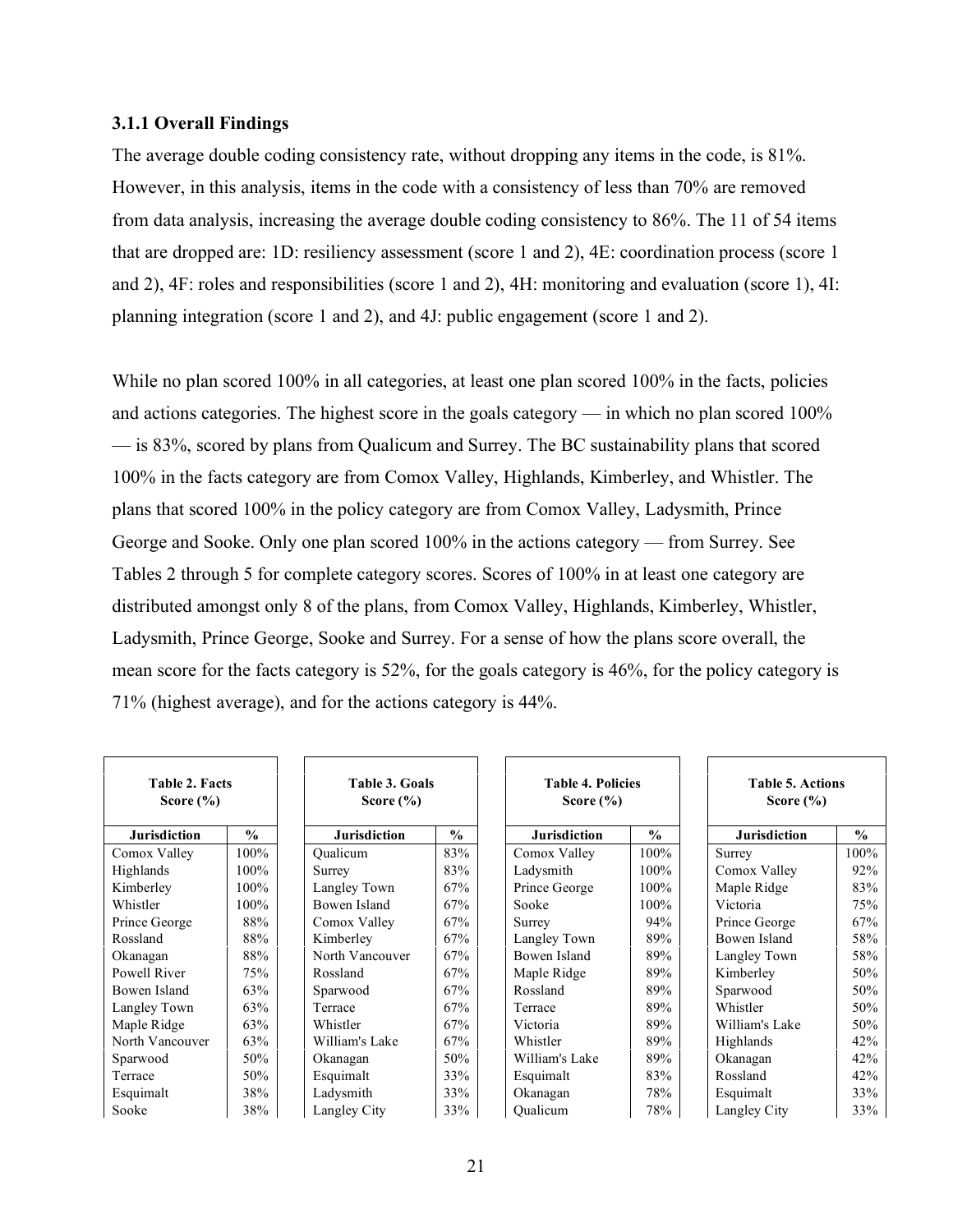### 3.1.1 Overall Findings

The average double coding consistency rate, without dropping any items in the code, is 81%. However, in this analysis, items in the code with a consistency of less than 70% are removed from data analysis, increasing the average double coding consistency to 86%. The 11 of 54 items that are dropped are: 1D: resiliency assessment (score 1 and 2), 4E: coordination process (score 1 and 2), 4F: roles and responsibilities (score 1 and 2), 4H: monitoring and evaluation (score 1), 4I: planning integration (score 1 and 2), and 4J: public engagement (score 1 and 2).

While no plan scored 100% in all categories, at least one plan scored 100% in the facts, policies and actions categories. The highest score in the goals category — in which no plan scored 100% — is 83%, scored by plans from Qualicum and Surrey. The BC sustainability plans that scored 100% in the facts category are from Comox Valley, Highlands, Kimberley, and Whistler. The plans that scored 100% in the policy category are from Comox Valley, Ladysmith, Prince George and Sooke. Only one plan scored 100% in the actions category — from Surrey. See Tables 2 through 5 for complete category scores. Scores of 100% in at least one category are distributed amongst only 8 of the plans, from Comox Valley, Highlands, Kimberley, Whistler, Ladysmith, Prince George, Sooke and Surrey. For a sense of how the plans score overall, the mean score for the facts category is 52%, for the goals category is 46%, for the policy category is 71% (highest average), and for the actions category is 44%.

**Table 2. Facts Score (%)**

| Jurisdiction | % |
|---|---|
| Comox Valley | 100% |
| Highlands | 100% |
| Kimberley | 100% |
| Whistler | 100% |
| Prince George | 88% |
| Rossland | 88% |
| Okanagan | 88% |
| Powell River | 75% |
| Bowen Island | 63% |
| Langley Town | 63% |
| Maple Ridge | 63% |
| North Vancouver | 63% |
| Sparwood | 50% |
| Terrace | 50% |
| Esquimalt | 38% |
| Sooke | 38% |

**Table 3. Goals Score (%)**

| Jurisdiction | % |
|---|---|
| Qualicum | 83% |
| Surrey | 83% |
| Langley Town | 67% |
| Bowen Island | 67% |
| Comox Valley | 67% |
| Kimberley | 67% |
| North Vancouver | 67% |
| Rossland | 67% |
| Sparwood | 67% |
| Terrace | 67% |
| Whistler | 67% |
| William's Lake | 67% |
| Okanagan | 50% |
| Esquimalt | 33% |
| Ladysmith | 33% |
| Langley City | 33% |

**Table 4. Policies Score (%)**

| Jurisdiction | % |
|---|---|
| Comox Valley | 100% |
| Ladysmith | 100% |
| Prince George | 100% |
| Sooke | 100% |
| Surrey | 94% |
| Langley Town | 89% |
| Bowen Island | 89% |
| Maple Ridge | 89% |
| Rossland | 89% |
| Terrace | 89% |
| Victoria | 89% |
| Whistler | 89% |
| William's Lake | 89% |
| Esquimalt | 83% |
| Okanagan | 78% |
| Qualicum | 78% |

**Table 5. Actions Score (%)**

| Jurisdiction | % |
|---|---|
| Surrey | 100% |
| Comox Valley | 92% |
| Maple Ridge | 83% |
| Victoria | 75% |
| Prince George | 67% |
| Bowen Island | 58% |
| Langley Town | 58% |
| Kimberley | 50% |
| Sparwood | 50% |
| Whistler | 50% |
| William's Lake | 50% |
| Highlands | 42% |
| Okanagan | 42% |
| Rossland | 42% |
| Esquimalt | 33% |
| Langley City | 33% |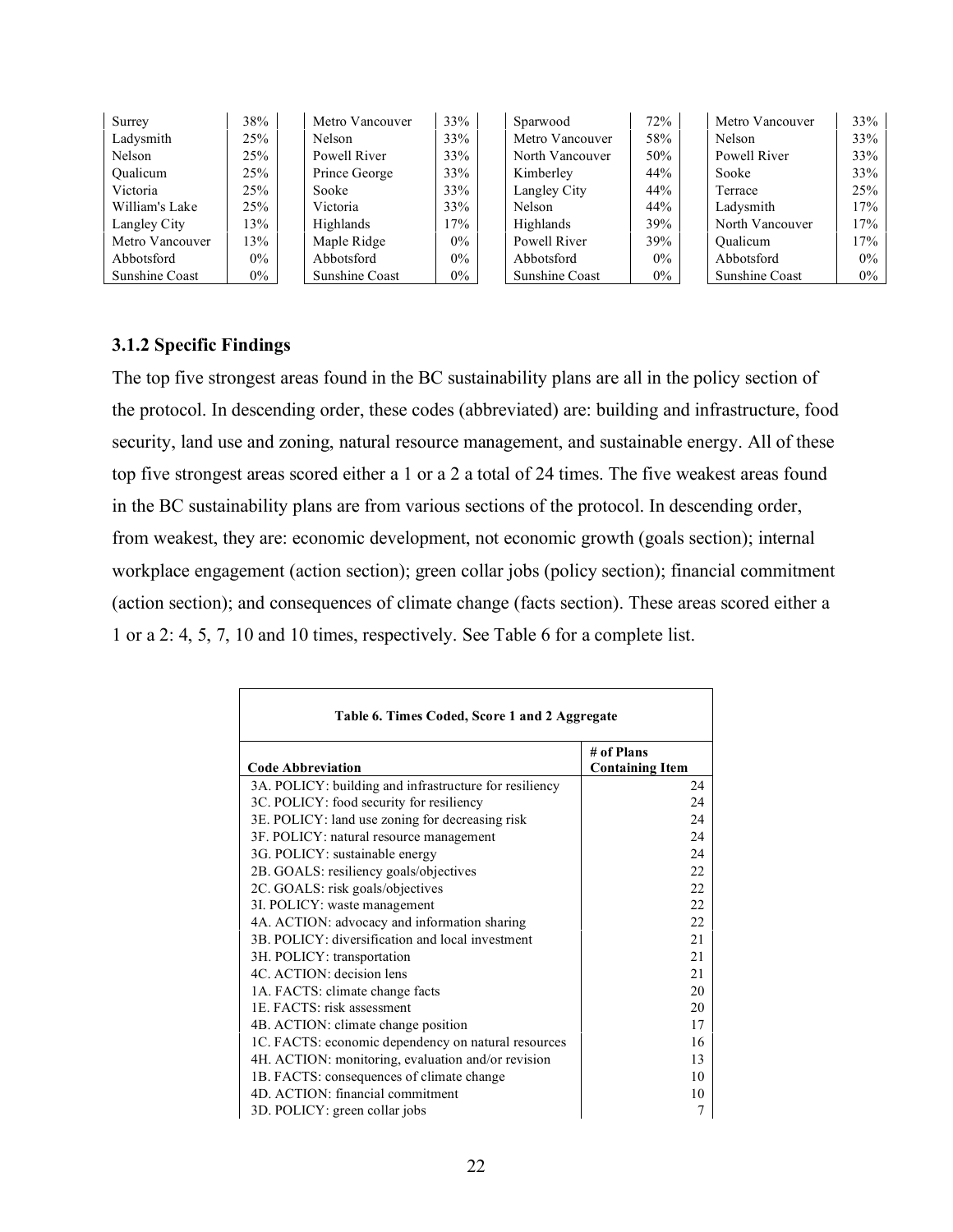| Surrey | 38% |
|---|---|
| Ladysmith | 25% |
| Nelson | 25% |
| Qualicum | 25% |
| Victoria | 25% |
| William's Lake | 25% |
| Langley City | 13% |
| Metro Vancouver | 13% |
| Abbotsford | 0% |
| Sunshine Coast | 0% |

| Metro Vancouver | 33% |
|---|---|
| Nelson | 33% |
| Powell River | 33% |
| Prince George | 33% |
| Sooke | 33% |
| Victoria | 33% |
| Highlands | 17% |
| Maple Ridge | 0% |
| Abbotsford | 0% |
| Sunshine Coast | 0% |

| Sparwood | 72% |
|---|---|
| Metro Vancouver | 58% |
| North Vancouver | 50% |
| Kimberley | 44% |
| Langley City | 44% |
| Nelson | 44% |
| Highlands | 39% |
| Powell River | 39% |
| Abbotsford | 0% |
| Sunshine Coast | 0% |

| Metro Vancouver | 33% |
|---|---|
| Nelson | 33% |
| Powell River | 33% |
| Sooke | 33% |
| Terrace | 25% |
| Ladysmith | 17% |
| North Vancouver | 17% |
| Qualicum | 17% |
| Abbotsford | 0% |
| Sunshine Coast | 0% |

### 3.1.2 Specific Findings

The top five strongest areas found in the BC sustainability plans are all in the policy section of the protocol. In descending order, these codes (abbreviated) are: building and infrastructure, food security, land use and zoning, natural resource management, and sustainable energy. All of these top five strongest areas scored either a 1 or a 2 a total of 24 times. The five weakest areas found in the BC sustainability plans are from various sections of the protocol. In descending order, from weakest, they are: economic development, not economic growth (goals section); internal workplace engagement (action section); green collar jobs (policy section); financial commitment (action section); and consequences of climate change (facts section). These areas scored either a 1 or a 2: 4, 5, 7, 10 and 10 times, respectively. See Table 6 for a complete list.

**Table 6. Times Coded, Score 1 and 2 Aggregate**

| Code Abbreviation | # of Plans Containing Item |
|---|---|
| 3A. POLICY: building and infrastructure for resiliency | 24 |
| 3C. POLICY: food security for resiliency | 24 |
| 3E. POLICY: land use zoning for decreasing risk | 24 |
| 3F. POLICY: natural resource management | 24 |
| 3G. POLICY: sustainable energy | 24 |
| 2B. GOALS: resiliency goals/objectives | 22 |
| 2C. GOALS: risk goals/objectives | 22 |
| 3I. POLICY: waste management | 22 |
| 4A. ACTION: advocacy and information sharing | 22 |
| 3B. POLICY: diversification and local investment | 21 |
| 3H. POLICY: transportation | 21 |
| 4C. ACTION: decision lens | 21 |
| 1A. FACTS: climate change facts | 20 |
| 1E. FACTS: risk assessment | 20 |
| 4B. ACTION: climate change position | 17 |
| 1C. FACTS: economic dependency on natural resources | 16 |
| 4H. ACTION: monitoring, evaluation and/or revision | 13 |
| 1B. FACTS: consequences of climate change | 10 |
| 4D. ACTION: financial commitment | 10 |
| 3D. POLICY: green collar jobs | 7 |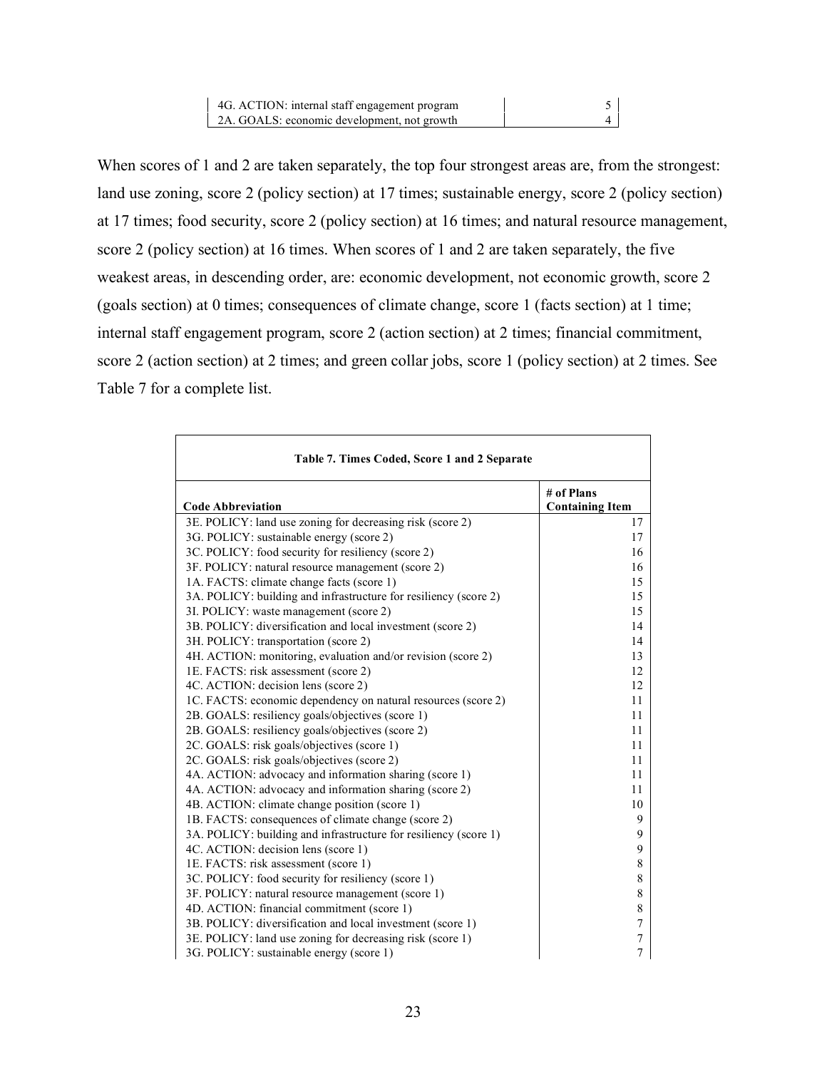| | |
|---|---|
| 4G. ACTION: internal staff engagement program | 5 |
| 2A. GOALS: economic development, not growth | 4 |

When scores of 1 and 2 are taken separately, the top four strongest areas are, from the strongest: land use zoning, score 2 (policy section) at 17 times; sustainable energy, score 2 (policy section) at 17 times; food security, score 2 (policy section) at 16 times; and natural resource management, score 2 (policy section) at 16 times. When scores of 1 and 2 are taken separately, the five weakest areas, in descending order, are: economic development, not economic growth, score 2 (goals section) at 0 times; consequences of climate change, score 1 (facts section) at 1 time; internal staff engagement program, score 2 (action section) at 2 times; financial commitment, score 2 (action section) at 2 times; and green collar jobs, score 1 (policy section) at 2 times. See Table 7 for a complete list.

**Table 7. Times Coded, Score 1 and 2 Separate**

| Code Abbreviation | # of Plans Containing Item |
|---|---|
| 3E. POLICY: land use zoning for decreasing risk (score 2) | 17 |
| 3G. POLICY: sustainable energy (score 2) | 17 |
| 3C. POLICY: food security for resiliency (score 2) | 16 |
| 3F. POLICY: natural resource management (score 2) | 16 |
| 1A. FACTS: climate change facts (score 1) | 15 |
| 3A. POLICY: building and infrastructure for resiliency (score 2) | 15 |
| 3I. POLICY: waste management (score 2) | 15 |
| 3B. POLICY: diversification and local investment (score 2) | 14 |
| 3H. POLICY: transportation (score 2) | 14 |
| 4H. ACTION: monitoring, evaluation and/or revision (score 2) | 13 |
| 1E. FACTS: risk assessment (score 2) | 12 |
| 4C. ACTION: decision lens (score 2) | 12 |
| 1C. FACTS: economic dependency on natural resources (score 2) | 11 |
| 2B. GOALS: resiliency goals/objectives (score 1) | 11 |
| 2B. GOALS: resiliency goals/objectives (score 2) | 11 |
| 2C. GOALS: risk goals/objectives (score 1) | 11 |
| 2C. GOALS: risk goals/objectives (score 2) | 11 |
| 4A. ACTION: advocacy and information sharing (score 1) | 11 |
| 4A. ACTION: advocacy and information sharing (score 2) | 11 |
| 4B. ACTION: climate change position (score 1) | 10 |
| 1B. FACTS: consequences of climate change (score 2) | 9 |
| 3A. POLICY: building and infrastructure for resiliency (score 1) | 9 |
| 4C. ACTION: decision lens (score 1) | 9 |
| 1E. FACTS: risk assessment (score 1) | 8 |
| 3C. POLICY: food security for resiliency (score 1) | 8 |
| 3F. POLICY: natural resource management (score 1) | 8 |
| 4D. ACTION: financial commitment (score 1) | 8 |
| 3B. POLICY: diversification and local investment (score 1) | 7 |
| 3E. POLICY: land use zoning for decreasing risk (score 1) | 7 |
| 3G. POLICY: sustainable energy (score 1) | 7 |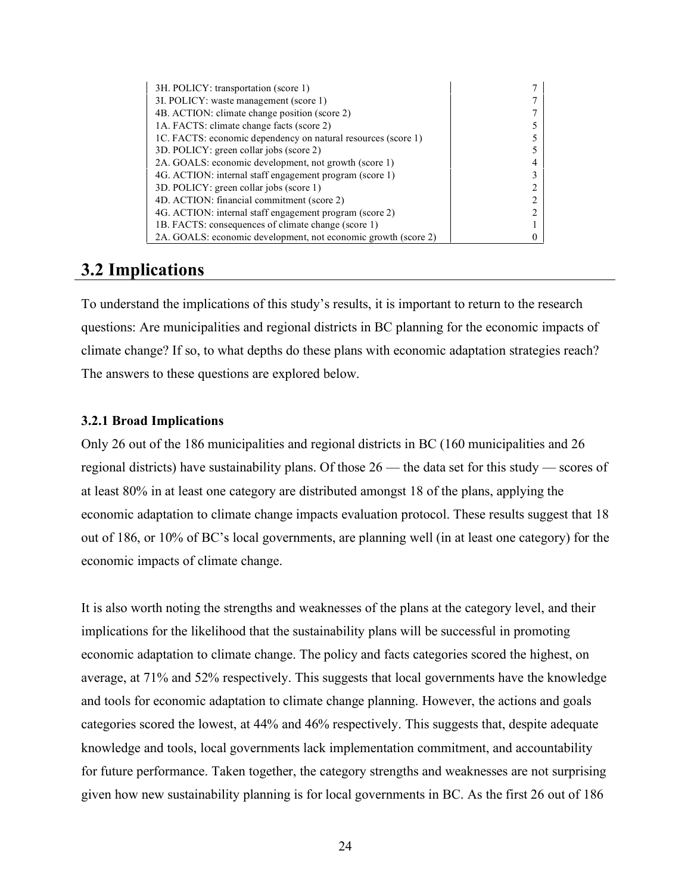| | |
|---|---|
| 3H. POLICY: transportation (score 1) | 7 |
| 3I. POLICY: waste management (score 1) | 7 |
| 4B. ACTION: climate change position (score 2) | 7 |
| 1A. FACTS: climate change facts (score 2) | 5 |
| 1C. FACTS: economic dependency on natural resources (score 1) | 5 |
| 3D. POLICY: green collar jobs (score 2) | 5 |
| 2A. GOALS: economic development, not growth (score 1) | 4 |
| 4G. ACTION: internal staff engagement program (score 1) | 3 |
| 3D. POLICY: green collar jobs (score 1) | 2 |
| 4D. ACTION: financial commitment (score 2) | 2 |
| 4G. ACTION: internal staff engagement program (score 2) | 2 |
| 1B. FACTS: consequences of climate change (score 1) | 1 |
| 2A. GOALS: economic development, not economic growth (score 2) | 0 |

## 3.2 Implications

To understand the implications of this study's results, it is important to return to the research questions: Are municipalities and regional districts in BC planning for the economic impacts of climate change? If so, to what depths do these plans with economic adaptation strategies reach? The answers to these questions are explored below.

### 3.2.1 Broad Implications

Only 26 out of the 186 municipalities and regional districts in BC (160 municipalities and 26 regional districts) have sustainability plans. Of those 26 — the data set for this study — scores of at least 80% in at least one category are distributed amongst 18 of the plans, applying the economic adaptation to climate change impacts evaluation protocol. These results suggest that 18 out of 186, or 10% of BC's local governments, are planning well (in at least one category) for the economic impacts of climate change.

It is also worth noting the strengths and weaknesses of the plans at the category level, and their implications for the likelihood that the sustainability plans will be successful in promoting economic adaptation to climate change. The policy and facts categories scored the highest, on average, at 71% and 52% respectively. This suggests that local governments have the knowledge and tools for economic adaptation to climate change planning. However, the actions and goals categories scored the lowest, at 44% and 46% respectively. This suggests that, despite adequate knowledge and tools, local governments lack implementation commitment, and accountability for future performance. Taken together, the category strengths and weaknesses are not surprising given how new sustainability planning is for local governments in BC. As the first 26 out of 186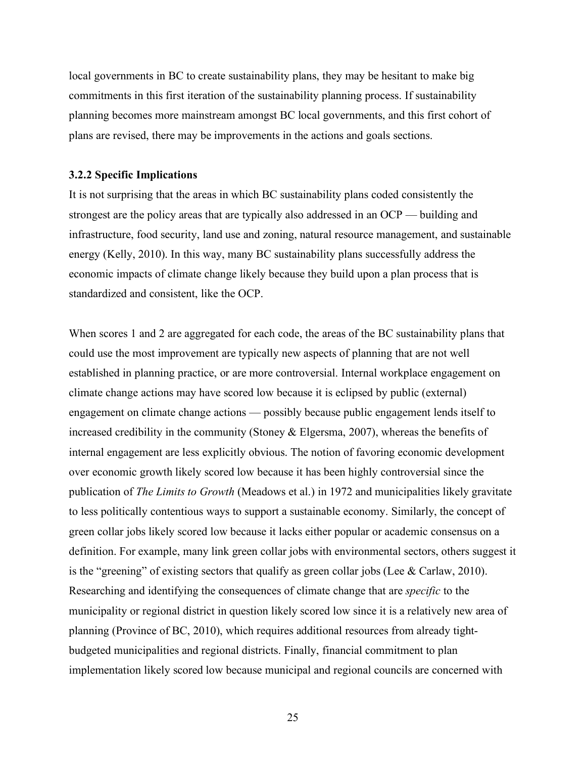local governments in BC to create sustainability plans, they may be hesitant to make big commitments in this first iteration of the sustainability planning process. If sustainability planning becomes more mainstream amongst BC local governments, and this first cohort of plans are revised, there may be improvements in the actions and goals sections.

### 3.2.2 Specific Implications

It is not surprising that the areas in which BC sustainability plans coded consistently the strongest are the policy areas that are typically also addressed in an OCP — building and infrastructure, food security, land use and zoning, natural resource management, and sustainable energy (Kelly, 2010). In this way, many BC sustainability plans successfully address the economic impacts of climate change likely because they build upon a plan process that is standardized and consistent, like the OCP.

When scores 1 and 2 are aggregated for each code, the areas of the BC sustainability plans that could use the most improvement are typically new aspects of planning that are not well established in planning practice, or are more controversial. Internal workplace engagement on climate change actions may have scored low because it is eclipsed by public (external) engagement on climate change actions — possibly because public engagement lends itself to increased credibility in the community (Stoney & Elgersma, 2007), whereas the benefits of internal engagement are less explicitly obvious. The notion of favoring economic development over economic growth likely scored low because it has been highly controversial since the publication of *The Limits to Growth* (Meadows et al.) in 1972 and municipalities likely gravitate to less politically contentious ways to support a sustainable economy. Similarly, the concept of green collar jobs likely scored low because it lacks either popular or academic consensus on a definition. For example, many link green collar jobs with environmental sectors, others suggest it is the "greening" of existing sectors that qualify as green collar jobs (Lee & Carlaw, 2010). Researching and identifying the consequences of climate change that are *specific* to the municipality or regional district in question likely scored low since it is a relatively new area of planning (Province of BC, 2010), which requires additional resources from already tight-budgeted municipalities and regional districts. Finally, financial commitment to plan implementation likely scored low because municipal and regional councils are concerned with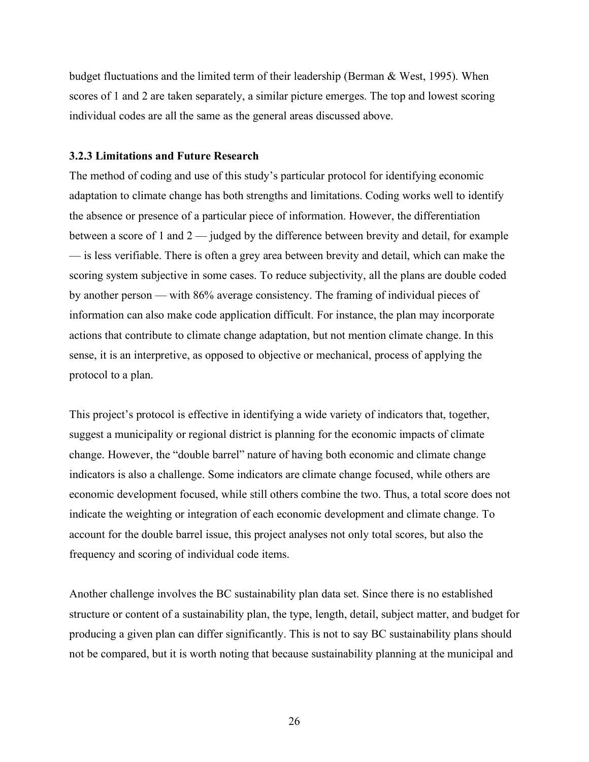budget fluctuations and the limited term of their leadership (Berman & West, 1995). When scores of 1 and 2 are taken separately, a similar picture emerges. The top and lowest scoring individual codes are all the same as the general areas discussed above.

### 3.2.3 Limitations and Future Research

The method of coding and use of this study's particular protocol for identifying economic adaptation to climate change has both strengths and limitations. Coding works well to identify the absence or presence of a particular piece of information. However, the differentiation between a score of 1 and 2 — judged by the difference between brevity and detail, for example — is less verifiable. There is often a grey area between brevity and detail, which can make the scoring system subjective in some cases. To reduce subjectivity, all the plans are double coded by another person — with 86% average consistency. The framing of individual pieces of information can also make code application difficult. For instance, the plan may incorporate actions that contribute to climate change adaptation, but not mention climate change. In this sense, it is an interpretive, as opposed to objective or mechanical, process of applying the protocol to a plan.

This project's protocol is effective in identifying a wide variety of indicators that, together, suggest a municipality or regional district is planning for the economic impacts of climate change. However, the "double barrel" nature of having both economic and climate change indicators is also a challenge. Some indicators are climate change focused, while others are economic development focused, while still others combine the two. Thus, a total score does not indicate the weighting or integration of each economic development and climate change. To account for the double barrel issue, this project analyses not only total scores, but also the frequency and scoring of individual code items.

Another challenge involves the BC sustainability plan data set. Since there is no established structure or content of a sustainability plan, the type, length, detail, subject matter, and budget for producing a given plan can differ significantly. This is not to say BC sustainability plans should not be compared, but it is worth noting that because sustainability planning at the municipal and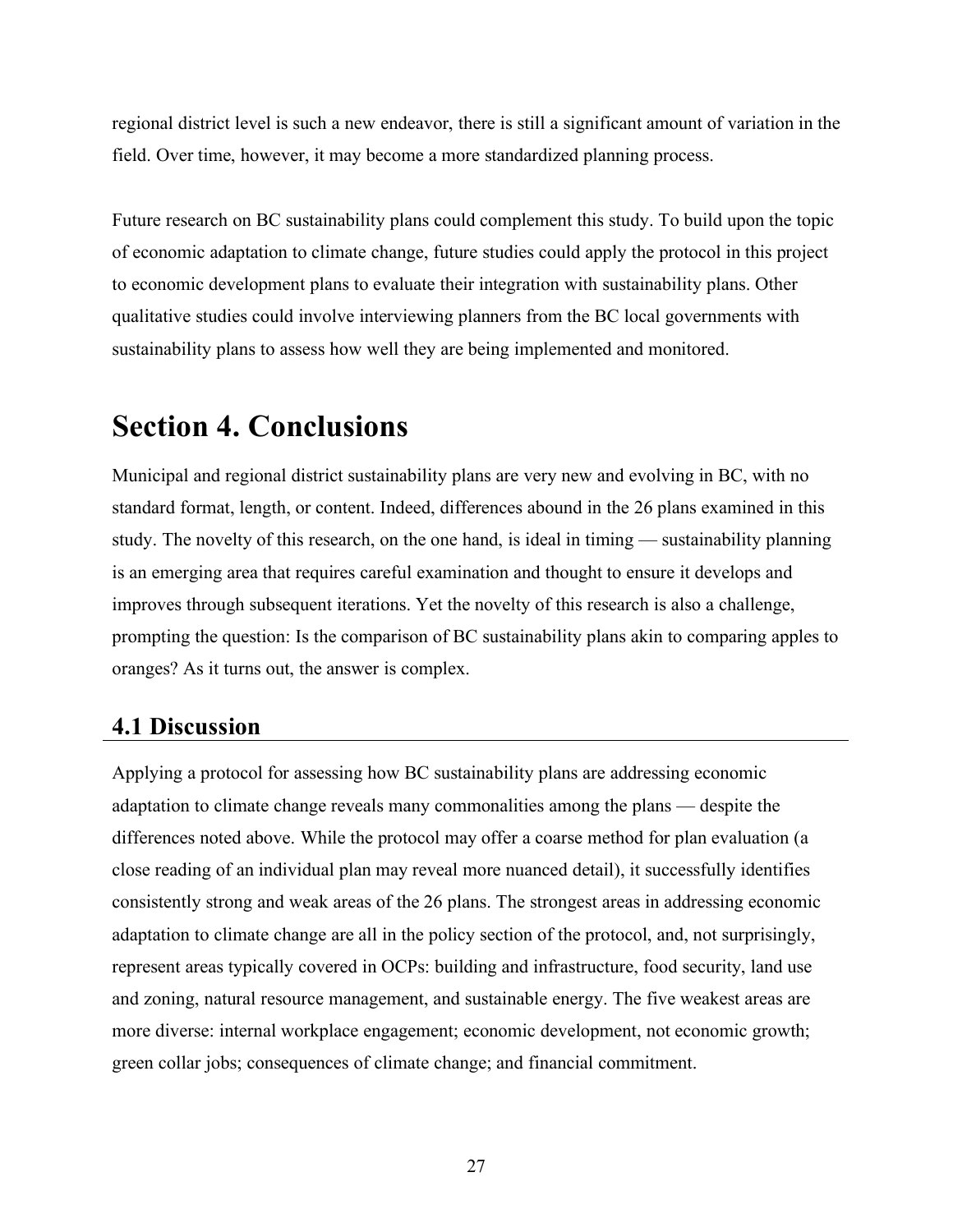regional district level is such a new endeavor, there is still a significant amount of variation in the field. Over time, however, it may become a more standardized planning process.

Future research on BC sustainability plans could complement this study. To build upon the topic of economic adaptation to climate change, future studies could apply the protocol in this project to economic development plans to evaluate their integration with sustainability plans. Other qualitative studies could involve interviewing planners from the BC local governments with sustainability plans to assess how well they are being implemented and monitored.

# Section 4. Conclusions

Municipal and regional district sustainability plans are very new and evolving in BC, with no standard format, length, or content. Indeed, differences abound in the 26 plans examined in this study. The novelty of this research, on the one hand, is ideal in timing — sustainability planning is an emerging area that requires careful examination and thought to ensure it develops and improves through subsequent iterations. Yet the novelty of this research is also a challenge, prompting the question: Is the comparison of BC sustainability plans akin to comparing apples to oranges? As it turns out, the answer is complex.

## 4.1 Discussion

Applying a protocol for assessing how BC sustainability plans are addressing economic adaptation to climate change reveals many commonalities among the plans — despite the differences noted above. While the protocol may offer a coarse method for plan evaluation (a close reading of an individual plan may reveal more nuanced detail), it successfully identifies consistently strong and weak areas of the 26 plans. The strongest areas in addressing economic adaptation to climate change are all in the policy section of the protocol, and, not surprisingly, represent areas typically covered in OCPs: building and infrastructure, food security, land use and zoning, natural resource management, and sustainable energy. The five weakest areas are more diverse: internal workplace engagement; economic development, not economic growth; green collar jobs; consequences of climate change; and financial commitment.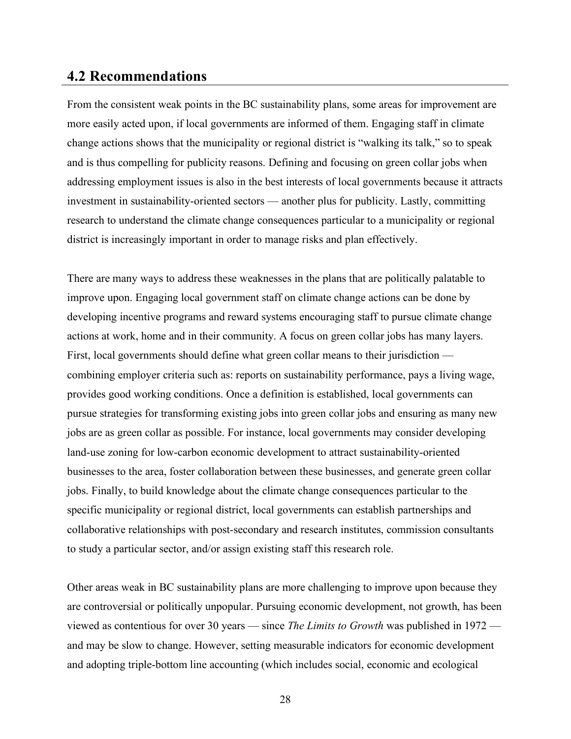## 4.2 Recommendations

From the consistent weak points in the BC sustainability plans, some areas for improvement are more easily acted upon, if local governments are informed of them. Engaging staff in climate change actions shows that the municipality or regional district is "walking its talk," so to speak and is thus compelling for publicity reasons. Defining and focusing on green collar jobs when addressing employment issues is also in the best interests of local governments because it attracts investment in sustainability-oriented sectors — another plus for publicity. Lastly, committing research to understand the climate change consequences particular to a municipality or regional district is increasingly important in order to manage risks and plan effectively.

There are many ways to address these weaknesses in the plans that are politically palatable to improve upon. Engaging local government staff on climate change actions can be done by developing incentive programs and reward systems encouraging staff to pursue climate change actions at work, home and in their community. A focus on green collar jobs has many layers. First, local governments should define what green collar means to their jurisdiction — combining employer criteria such as: reports on sustainability performance, pays a living wage, provides good working conditions. Once a definition is established, local governments can pursue strategies for transforming existing jobs into green collar jobs and ensuring as many new jobs are as green collar as possible. For instance, local governments may consider developing land-use zoning for low-carbon economic development to attract sustainability-oriented businesses to the area, foster collaboration between these businesses, and generate green collar jobs. Finally, to build knowledge about the climate change consequences particular to the specific municipality or regional district, local governments can establish partnerships and collaborative relationships with post-secondary and research institutes, commission consultants to study a particular sector, and/or assign existing staff this research role.

Other areas weak in BC sustainability plans are more challenging to improve upon because they are controversial or politically unpopular. Pursuing economic development, not growth, has been viewed as contentious for over 30 years — since *The Limits to Growth* was published in 1972 — and may be slow to change. However, setting measurable indicators for economic development and adopting triple-bottom line accounting (which includes social, economic and ecological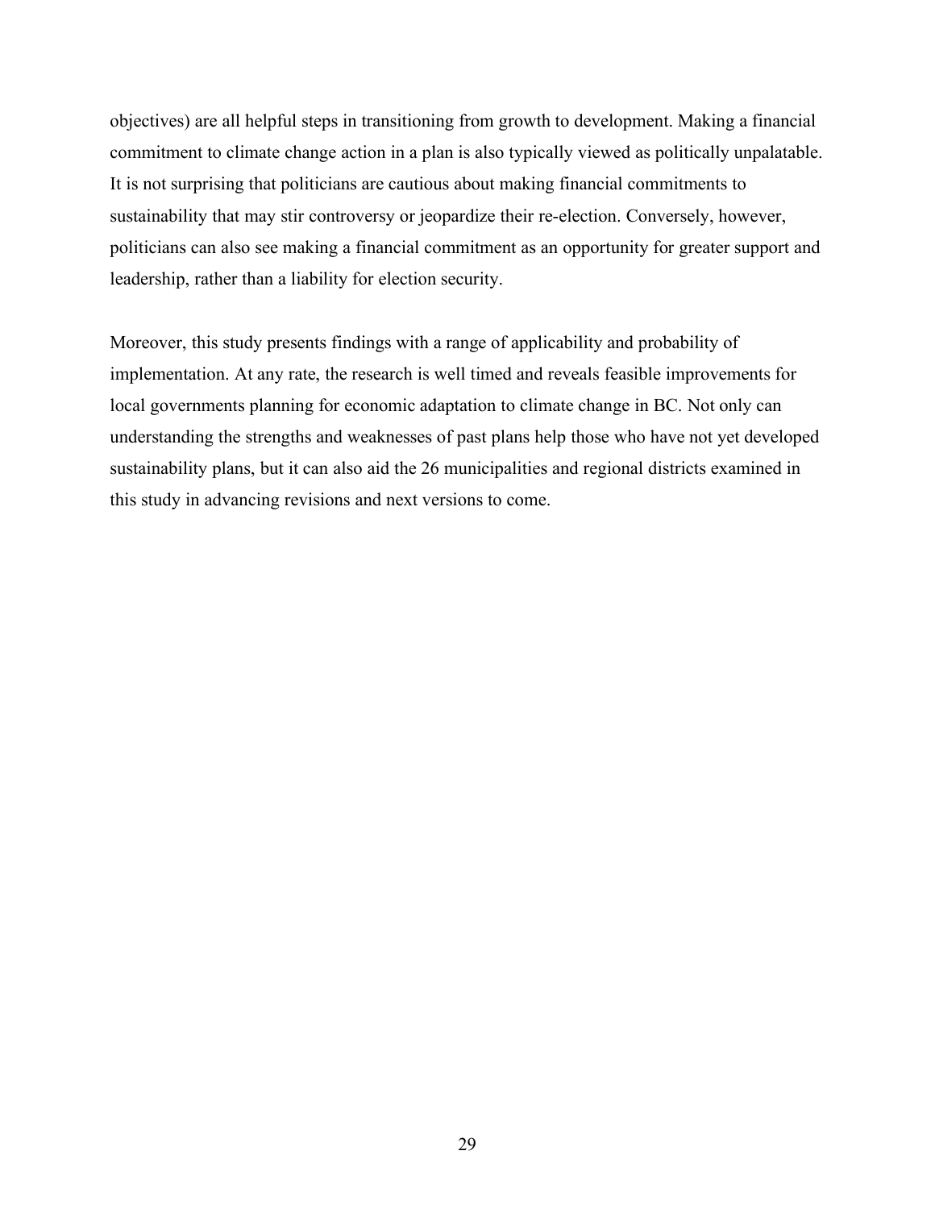objectives) are all helpful steps in transitioning from growth to development. Making a financial commitment to climate change action in a plan is also typically viewed as politically unpalatable. It is not surprising that politicians are cautious about making financial commitments to sustainability that may stir controversy or jeopardize their re-election. Conversely, however, politicians can also see making a financial commitment as an opportunity for greater support and leadership, rather than a liability for election security.

Moreover, this study presents findings with a range of applicability and probability of implementation. At any rate, the research is well timed and reveals feasible improvements for local governments planning for economic adaptation to climate change in BC. Not only can understanding the strengths and weaknesses of past plans help those who have not yet developed sustainability plans, but it can also aid the 26 municipalities and regional districts examined in this study in advancing revisions and next versions to come.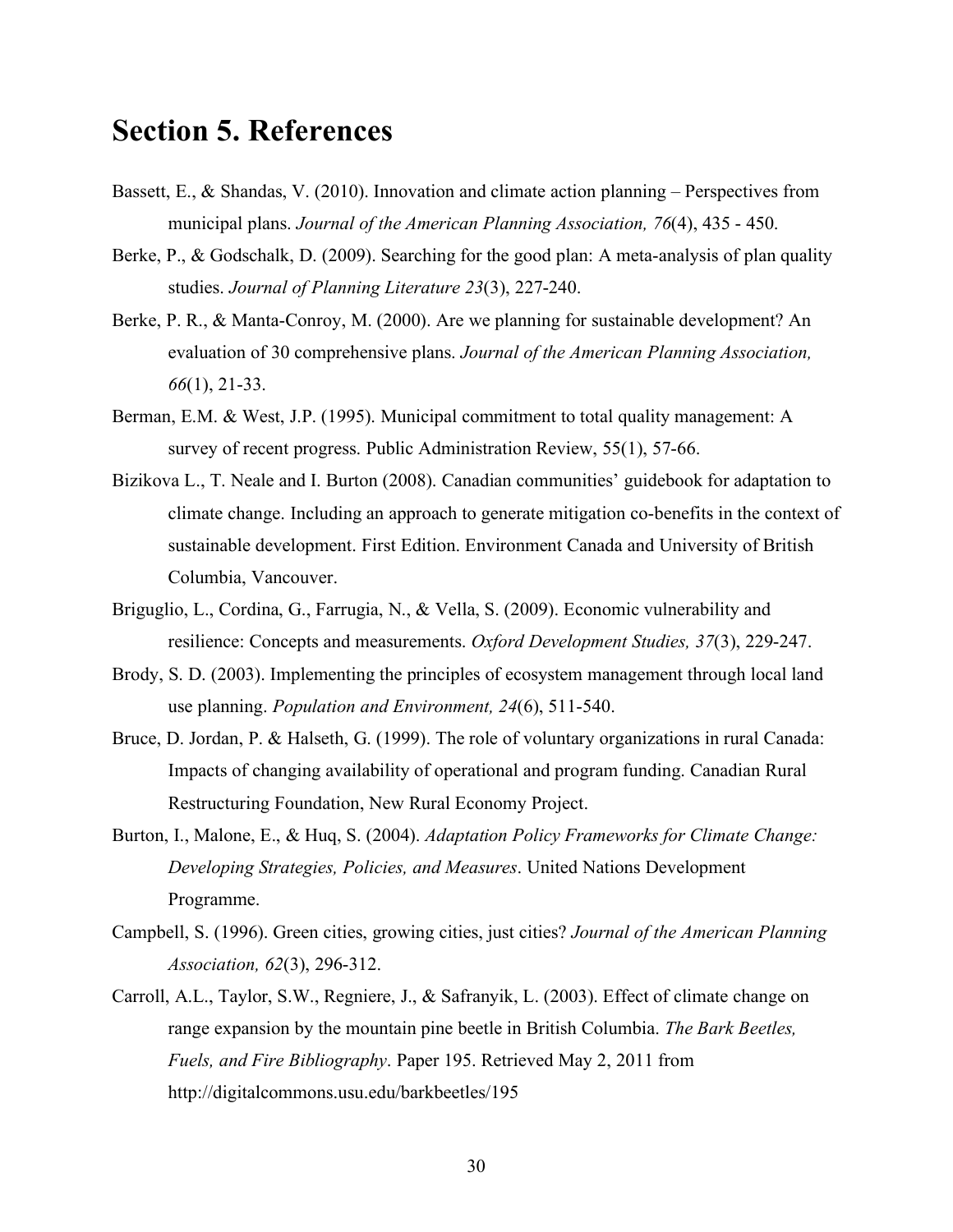# Section 5. References

Bassett, E., & Shandas, V. (2010). Innovation and climate action planning – Perspectives from municipal plans. *Journal of the American Planning Association, 76*(4), 435 - 450.

Berke, P., & Godschalk, D. (2009). Searching for the good plan: A meta-analysis of plan quality studies. *Journal of Planning Literature 23*(3), 227-240.

Berke, P. R., & Manta-Conroy, M. (2000). Are we planning for sustainable development? An evaluation of 30 comprehensive plans. *Journal of the American Planning Association, 66*(1), 21-33.

Berman, E.M. & West, J.P. (1995). Municipal commitment to total quality management: A survey of recent progress. Public Administration Review, 55(1), 57-66.

Bizikova L., T. Neale and I. Burton (2008). Canadian communities' guidebook for adaptation to climate change. Including an approach to generate mitigation co-benefits in the context of sustainable development. First Edition. Environment Canada and University of British Columbia, Vancouver.

Briguglio, L., Cordina, G., Farrugia, N., & Vella, S. (2009). Economic vulnerability and resilience: Concepts and measurements. *Oxford Development Studies, 37*(3), 229-247.

Brody, S. D. (2003). Implementing the principles of ecosystem management through local land use planning. *Population and Environment, 24*(6), 511-540.

Bruce, D. Jordan, P. & Halseth, G. (1999). The role of voluntary organizations in rural Canada: Impacts of changing availability of operational and program funding. Canadian Rural Restructuring Foundation, New Rural Economy Project.

Burton, I., Malone, E., & Huq, S. (2004). *Adaptation Policy Frameworks for Climate Change: Developing Strategies, Policies, and Measures*. United Nations Development Programme.

Campbell, S. (1996). Green cities, growing cities, just cities? *Journal of the American Planning Association, 62*(3), 296-312.

Carroll, A.L., Taylor, S.W., Regniere, J., & Safranyik, L. (2003). Effect of climate change on range expansion by the mountain pine beetle in British Columbia. *The Bark Beetles, Fuels, and Fire Bibliography*. Paper 195. Retrieved May 2, 2011 from http://digitalcommons.usu.edu/barkbeetles/195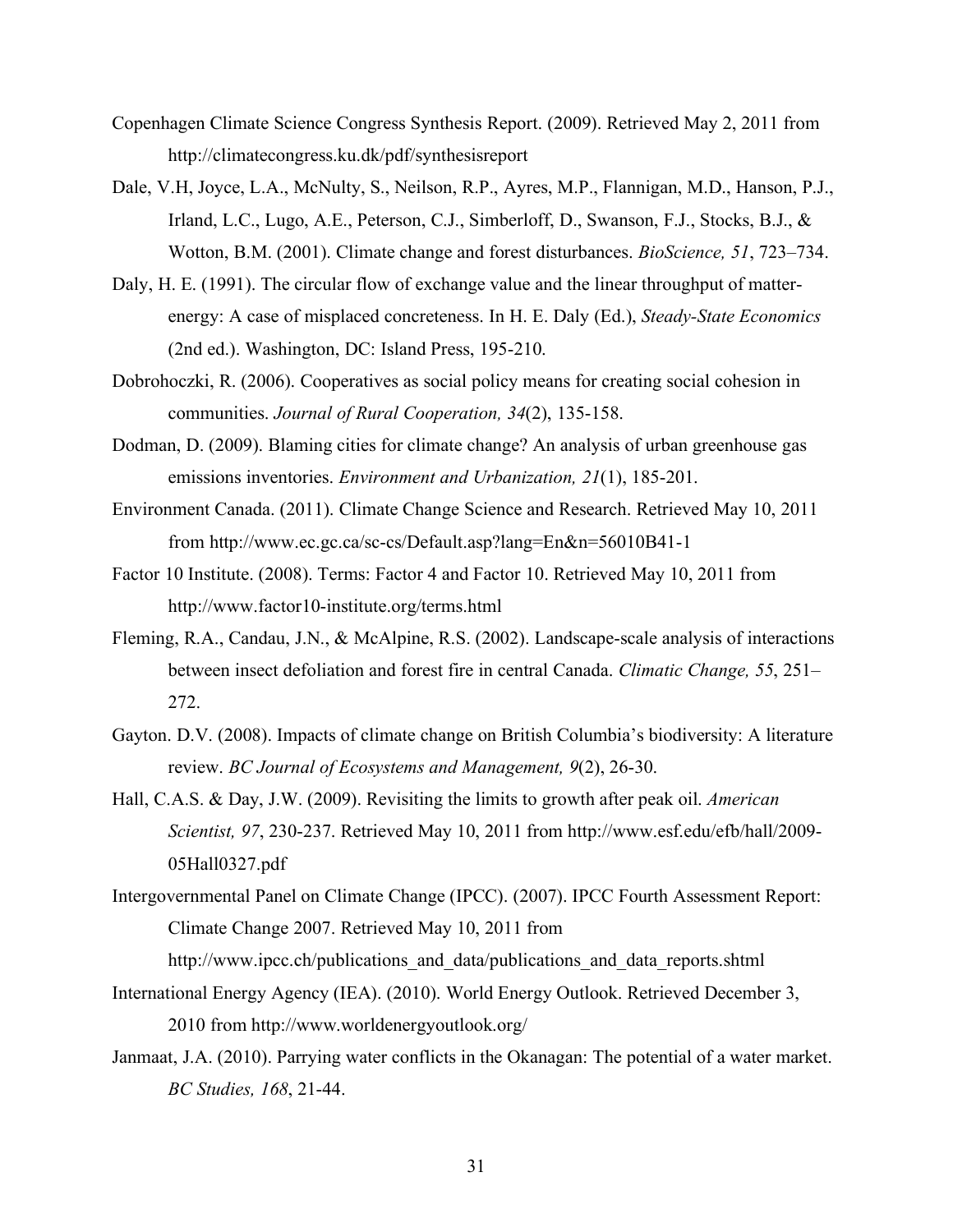Copenhagen Climate Science Congress Synthesis Report. (2009). Retrieved May 2, 2011 from http://climatecongress.ku.dk/pdf/synthesisreport

Dale, V.H, Joyce, L.A., McNulty, S., Neilson, R.P., Ayres, M.P., Flannigan, M.D., Hanson, P.J., Irland, L.C., Lugo, A.E., Peterson, C.J., Simberloff, D., Swanson, F.J., Stocks, B.J., & Wotton, B.M. (2001). Climate change and forest disturbances. *BioScience, 51*, 723–734.

Daly, H. E. (1991). The circular flow of exchange value and the linear throughput of matter-energy: A case of misplaced concreteness. In H. E. Daly (Ed.), *Steady-State Economics* (2nd ed.). Washington, DC: Island Press, 195-210.

Dobrohoczki, R. (2006). Cooperatives as social policy means for creating social cohesion in communities. *Journal of Rural Cooperation, 34*(2), 135-158.

Dodman, D. (2009). Blaming cities for climate change? An analysis of urban greenhouse gas emissions inventories. *Environment and Urbanization, 21*(1), 185-201.

Environment Canada. (2011). Climate Change Science and Research. Retrieved May 10, 2011 from http://www.ec.gc.ca/sc-cs/Default.asp?lang=En&n=56010B41-1

Factor 10 Institute. (2008). Terms: Factor 4 and Factor 10. Retrieved May 10, 2011 from http://www.factor10-institute.org/terms.html

Fleming, R.A., Candau, J.N., & McAlpine, R.S. (2002). Landscape-scale analysis of interactions between insect defoliation and forest fire in central Canada. *Climatic Change, 55*, 251–272.

Gayton. D.V. (2008). Impacts of climate change on British Columbia's biodiversity: A literature review. *BC Journal of Ecosystems and Management, 9*(2), 26-30.

Hall, C.A.S. & Day, J.W. (2009). Revisiting the limits to growth after peak oil. *American Scientist, 97*, 230-237. Retrieved May 10, 2011 from http://www.esf.edu/efb/hall/2009-05Hall0327.pdf

Intergovernmental Panel on Climate Change (IPCC). (2007). IPCC Fourth Assessment Report: Climate Change 2007. Retrieved May 10, 2011 from http://www.ipcc.ch/publications_and_data/publications_and_data_reports.shtml

International Energy Agency (IEA). (2010). World Energy Outlook. Retrieved December 3, 2010 from http://www.worldenergyoutlook.org/

Janmaat, J.A. (2010). Parrying water conflicts in the Okanagan: The potential of a water market. *BC Studies, 168*, 21-44.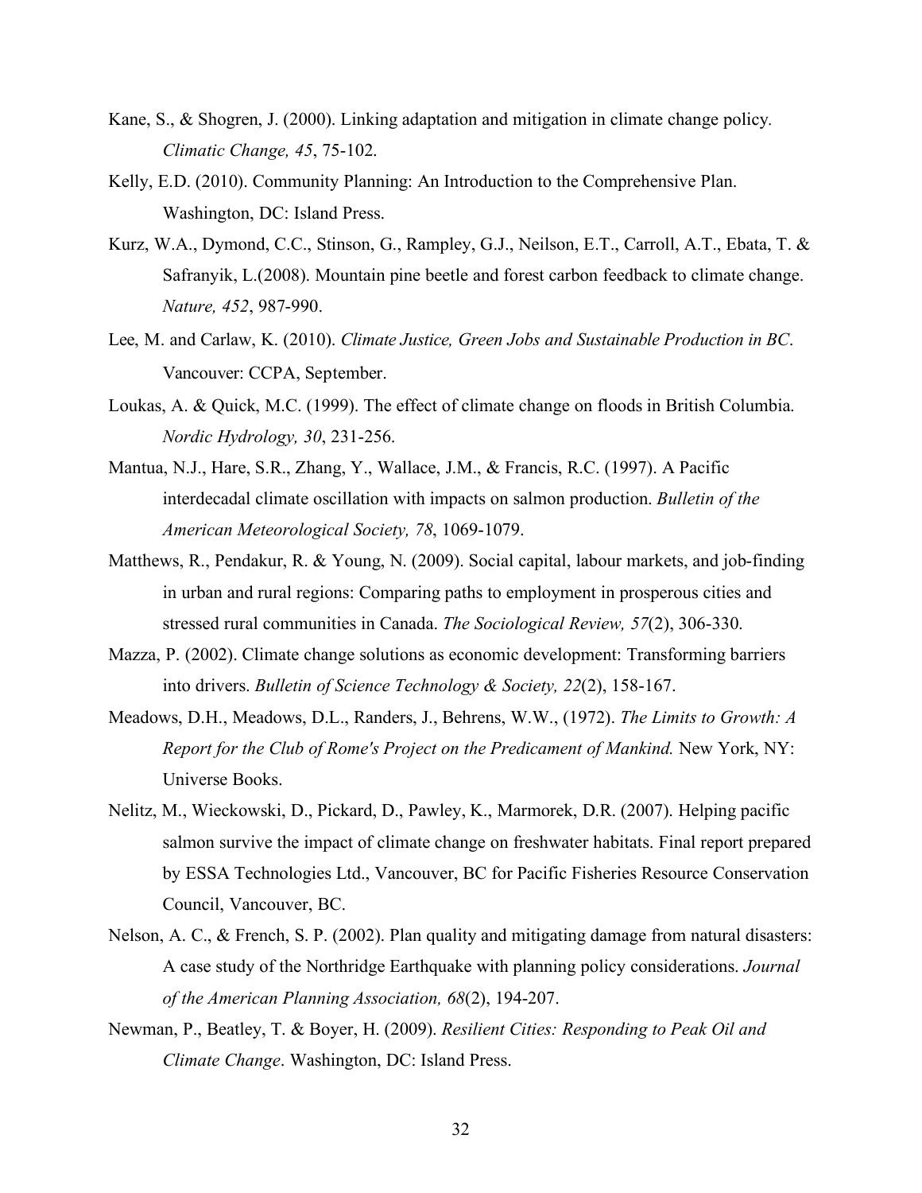Kane, S., & Shogren, J. (2000). Linking adaptation and mitigation in climate change policy. *Climatic Change, 45*, 75-102.

Kelly, E.D. (2010). Community Planning: An Introduction to the Comprehensive Plan. Washington, DC: Island Press.

Kurz, W.A., Dymond, C.C., Stinson, G., Rampley, G.J., Neilson, E.T., Carroll, A.T., Ebata, T. & Safranyik, L.(2008). Mountain pine beetle and forest carbon feedback to climate change. *Nature, 452*, 987-990.

Lee, M. and Carlaw, K. (2010). *Climate Justice, Green Jobs and Sustainable Production in BC*. Vancouver: CCPA, September.

Loukas, A. & Quick, M.C. (1999). The effect of climate change on floods in British Columbia. *Nordic Hydrology, 30*, 231-256.

Mantua, N.J., Hare, S.R., Zhang, Y., Wallace, J.M., & Francis, R.C. (1997). A Pacific interdecadal climate oscillation with impacts on salmon production. *Bulletin of the American Meteorological Society, 78*, 1069-1079.

Matthews, R., Pendakur, R. & Young, N. (2009). Social capital, labour markets, and job-finding in urban and rural regions: Comparing paths to employment in prosperous cities and stressed rural communities in Canada. *The Sociological Review, 57*(2), 306-330.

Mazza, P. (2002). Climate change solutions as economic development: Transforming barriers into drivers. *Bulletin of Science Technology & Society, 22*(2), 158-167.

Meadows, D.H., Meadows, D.L., Randers, J., Behrens, W.W., (1972). *The Limits to Growth: A Report for the Club of Rome's Project on the Predicament of Mankind.* New York, NY: Universe Books.

Nelitz, M., Wieckowski, D., Pickard, D., Pawley, K., Marmorek, D.R. (2007). Helping pacific salmon survive the impact of climate change on freshwater habitats. Final report prepared by ESSA Technologies Ltd., Vancouver, BC for Pacific Fisheries Resource Conservation Council, Vancouver, BC.

Nelson, A. C., & French, S. P. (2002). Plan quality and mitigating damage from natural disasters: A case study of the Northridge Earthquake with planning policy considerations. *Journal of the American Planning Association, 68*(2), 194-207.

Newman, P., Beatley, T. & Boyer, H. (2009). *Resilient Cities: Responding to Peak Oil and Climate Change*. Washington, DC: Island Press.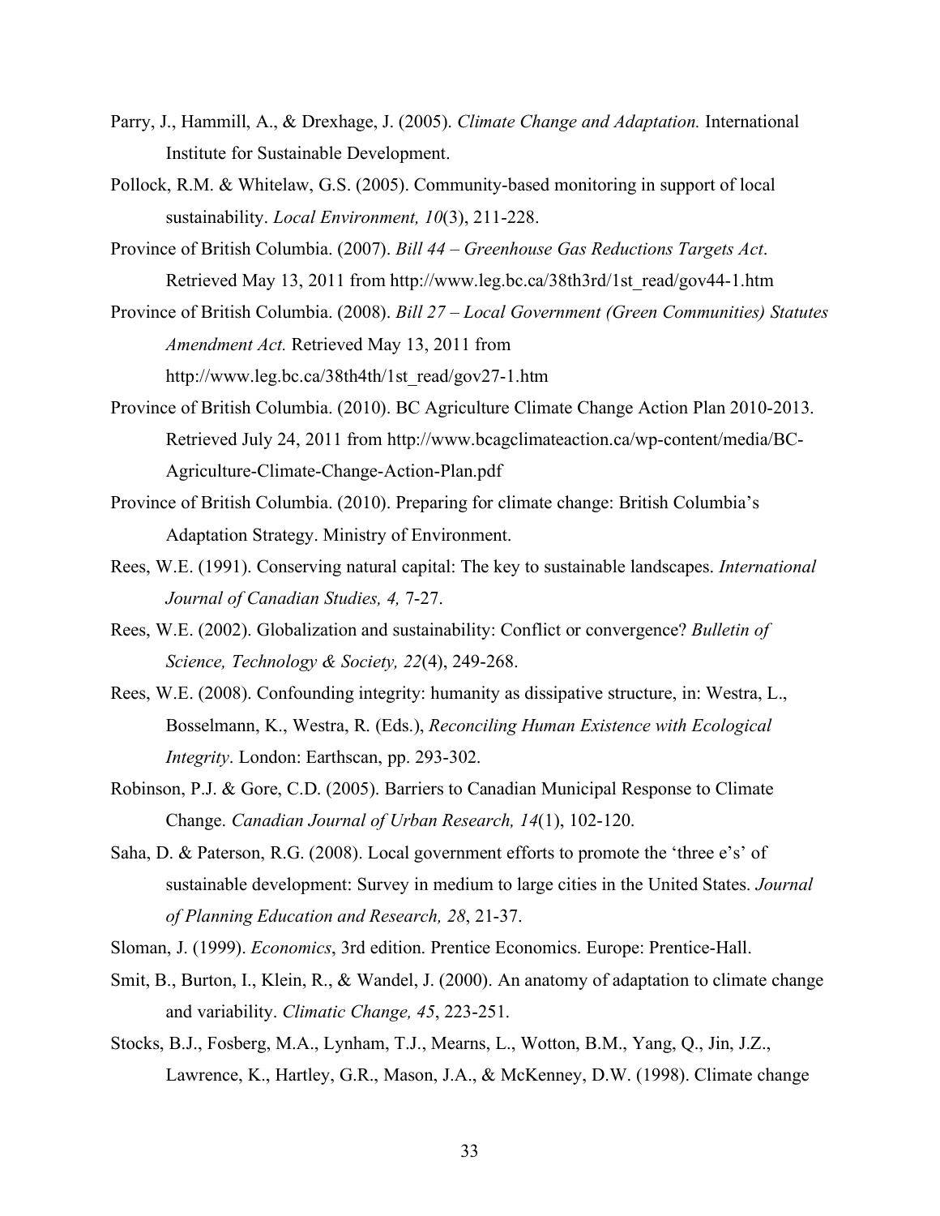Parry, J., Hammill, A., & Drexhage, J. (2005). *Climate Change and Adaptation.* International Institute for Sustainable Development.

Pollock, R.M. & Whitelaw, G.S. (2005). Community-based monitoring in support of local sustainability. *Local Environment, 10*(3), 211-228.

Province of British Columbia. (2007). *Bill 44 – Greenhouse Gas Reductions Targets Act*. Retrieved May 13, 2011 from http://www.leg.bc.ca/38th3rd/1st_read/gov44-1.htm

Province of British Columbia. (2008). *Bill 27 – Local Government (Green Communities) Statutes Amendment Act.* Retrieved May 13, 2011 from http://www.leg.bc.ca/38th4th/1st_read/gov27-1.htm

Province of British Columbia. (2010). BC Agriculture Climate Change Action Plan 2010-2013. Retrieved July 24, 2011 from http://www.bcagclimateaction.ca/wp-content/media/BC-Agriculture-Climate-Change-Action-Plan.pdf

Province of British Columbia. (2010). Preparing for climate change: British Columbia's Adaptation Strategy. Ministry of Environment.

Rees, W.E. (1991). Conserving natural capital: The key to sustainable landscapes. *International Journal of Canadian Studies, 4,* 7-27.

Rees, W.E. (2002). Globalization and sustainability: Conflict or convergence? *Bulletin of Science, Technology & Society, 22*(4), 249-268.

Rees, W.E. (2008). Confounding integrity: humanity as dissipative structure, in: Westra, L., Bosselmann, K., Westra, R. (Eds.), *Reconciling Human Existence with Ecological Integrity*. London: Earthscan, pp. 293-302.

Robinson, P.J. & Gore, C.D. (2005). Barriers to Canadian Municipal Response to Climate Change. *Canadian Journal of Urban Research, 14*(1), 102-120.

Saha, D. & Paterson, R.G. (2008). Local government efforts to promote the 'three e's' of sustainable development: Survey in medium to large cities in the United States. *Journal of Planning Education and Research, 28*, 21-37.

Sloman, J. (1999). *Economics*, 3rd edition. Prentice Economics. Europe: Prentice-Hall.

Smit, B., Burton, I., Klein, R., & Wandel, J. (2000). An anatomy of adaptation to climate change and variability. *Climatic Change, 45*, 223-251.

Stocks, B.J., Fosberg, M.A., Lynham, T.J., Mearns, L., Wotton, B.M., Yang, Q., Jin, J.Z., Lawrence, K., Hartley, G.R., Mason, J.A., & McKenney, D.W. (1998). Climate change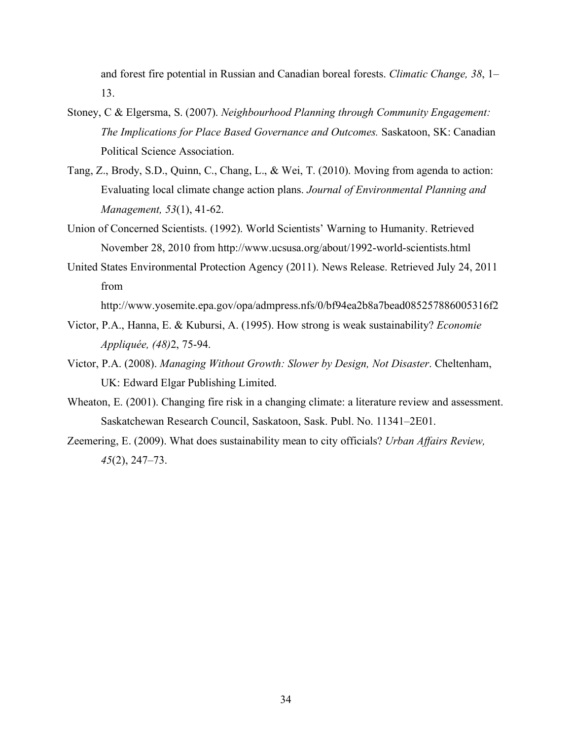and forest fire potential in Russian and Canadian boreal forests. *Climatic Change, 38*, 1–13.

Stoney, C & Elgersma, S. (2007). *Neighbourhood Planning through Community Engagement: The Implications for Place Based Governance and Outcomes.* Saskatoon, SK: Canadian Political Science Association.

Tang, Z., Brody, S.D., Quinn, C., Chang, L., & Wei, T. (2010). Moving from agenda to action: Evaluating local climate change action plans. *Journal of Environmental Planning and Management, 53*(1), 41-62.

Union of Concerned Scientists. (1992). World Scientists' Warning to Humanity. Retrieved November 28, 2010 from http://www.ucsusa.org/about/1992-world-scientists.html

United States Environmental Protection Agency (2011). News Release. Retrieved July 24, 2011 from http://www.yosemite.epa.gov/opa/admpress.nfs/0/bf94ea2b8a7bead085257886005316f2

Victor, P.A., Hanna, E. & Kubursi, A. (1995). How strong is weak sustainability? *Economie Appliquée, (48)*2, 75-94.

Victor, P.A. (2008). *Managing Without Growth: Slower by Design, Not Disaster*. Cheltenham, UK: Edward Elgar Publishing Limited.

Wheaton, E. (2001). Changing fire risk in a changing climate: a literature review and assessment. Saskatchewan Research Council, Saskatoon, Sask. Publ. No. 11341–2E01.

Zeemering, E. (2009). What does sustainability mean to city officials? *Urban Affairs Review, 45*(2), 247–73.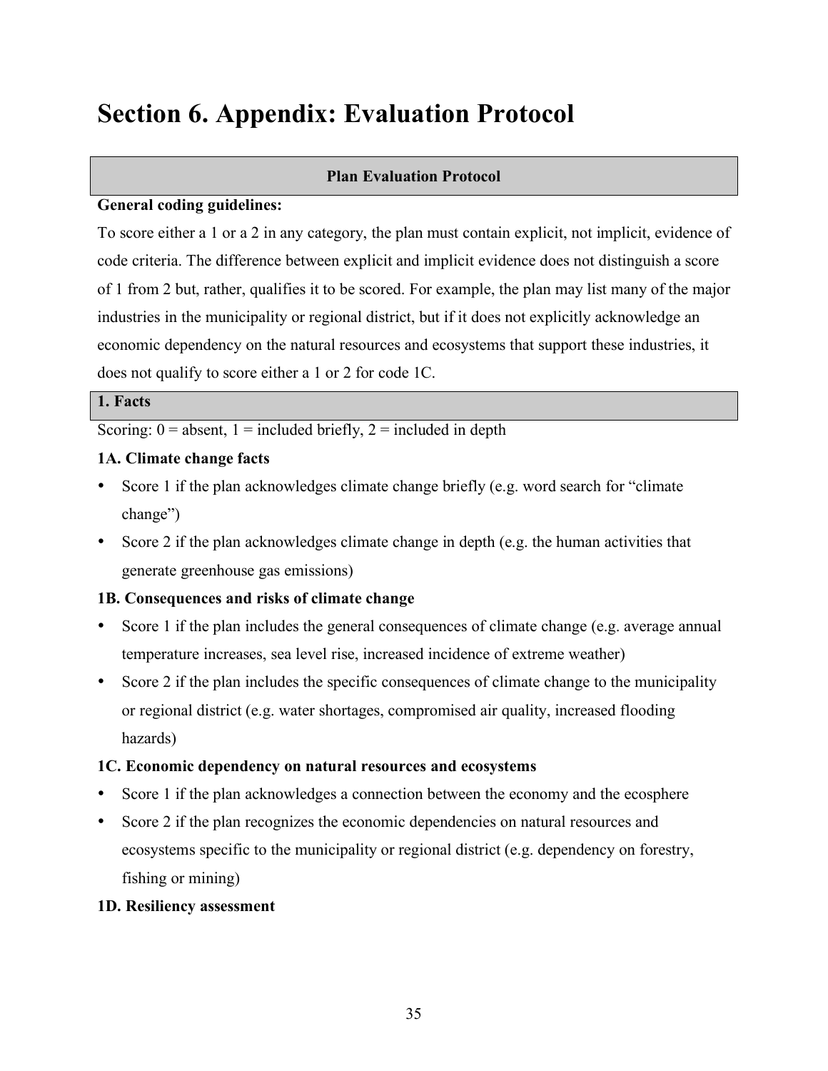# Section 6. Appendix: Evaluation Protocol

**Plan Evaluation Protocol**

**General coding guidelines:**

To score either a 1 or a 2 in any category, the plan must contain explicit, not implicit, evidence of code criteria. The difference between explicit and implicit evidence does not distinguish a score of 1 from 2 but, rather, qualifies it to be scored. For example, the plan may list many of the major industries in the municipality or regional district, but if it does not explicitly acknowledge an economic dependency on the natural resources and ecosystems that support these industries, it does not qualify to score either a 1 or 2 for code 1C.

**1. Facts**

Scoring: 0 = absent, 1 = included briefly, 2 = included in depth

**1A. Climate change facts**

- Score 1 if the plan acknowledges climate change briefly (e.g. word search for "climate change")
- Score 2 if the plan acknowledges climate change in depth (e.g. the human activities that generate greenhouse gas emissions)

**1B. Consequences and risks of climate change**

- Score 1 if the plan includes the general consequences of climate change (e.g. average annual temperature increases, sea level rise, increased incidence of extreme weather)
- Score 2 if the plan includes the specific consequences of climate change to the municipality or regional district (e.g. water shortages, compromised air quality, increased flooding hazards)

**1C. Economic dependency on natural resources and ecosystems**

- Score 1 if the plan acknowledges a connection between the economy and the ecosphere
- Score 2 if the plan recognizes the economic dependencies on natural resources and ecosystems specific to the municipality or regional district (e.g. dependency on forestry, fishing or mining)

**1D. Resiliency assessment**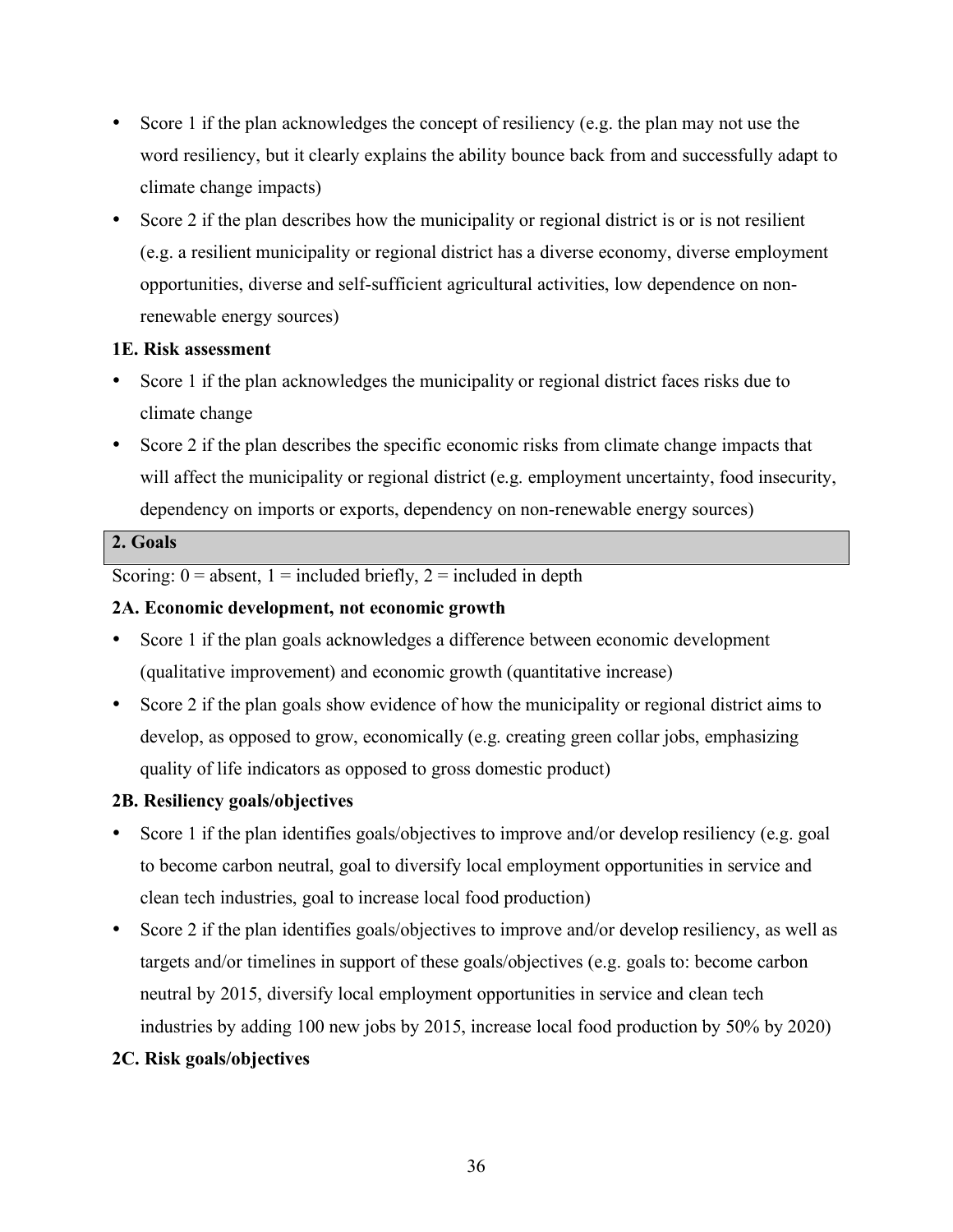- Score 1 if the plan acknowledges the concept of resiliency (e.g. the plan may not use the word resiliency, but it clearly explains the ability bounce back from and successfully adapt to climate change impacts)
- Score 2 if the plan describes how the municipality or regional district is or is not resilient (e.g. a resilient municipality or regional district has a diverse economy, diverse employment opportunities, diverse and self-sufficient agricultural activities, low dependence on non-renewable energy sources)

**1E. Risk assessment**

- Score 1 if the plan acknowledges the municipality or regional district faces risks due to climate change
- Score 2 if the plan describes the specific economic risks from climate change impacts that will affect the municipality or regional district (e.g. employment uncertainty, food insecurity, dependency on imports or exports, dependency on non-renewable energy sources)

**2. Goals**

Scoring: 0 = absent, 1 = included briefly, 2 = included in depth

**2A. Economic development, not economic growth**

- Score 1 if the plan goals acknowledges a difference between economic development (qualitative improvement) and economic growth (quantitative increase)
- Score 2 if the plan goals show evidence of how the municipality or regional district aims to develop, as opposed to grow, economically (e.g. creating green collar jobs, emphasizing quality of life indicators as opposed to gross domestic product)

**2B. Resiliency goals/objectives**

- Score 1 if the plan identifies goals/objectives to improve and/or develop resiliency (e.g. goal to become carbon neutral, goal to diversify local employment opportunities in service and clean tech industries, goal to increase local food production)
- Score 2 if the plan identifies goals/objectives to improve and/or develop resiliency, as well as targets and/or timelines in support of these goals/objectives (e.g. goals to: become carbon neutral by 2015, diversify local employment opportunities in service and clean tech industries by adding 100 new jobs by 2015, increase local food production by 50% by 2020)

**2C. Risk goals/objectives**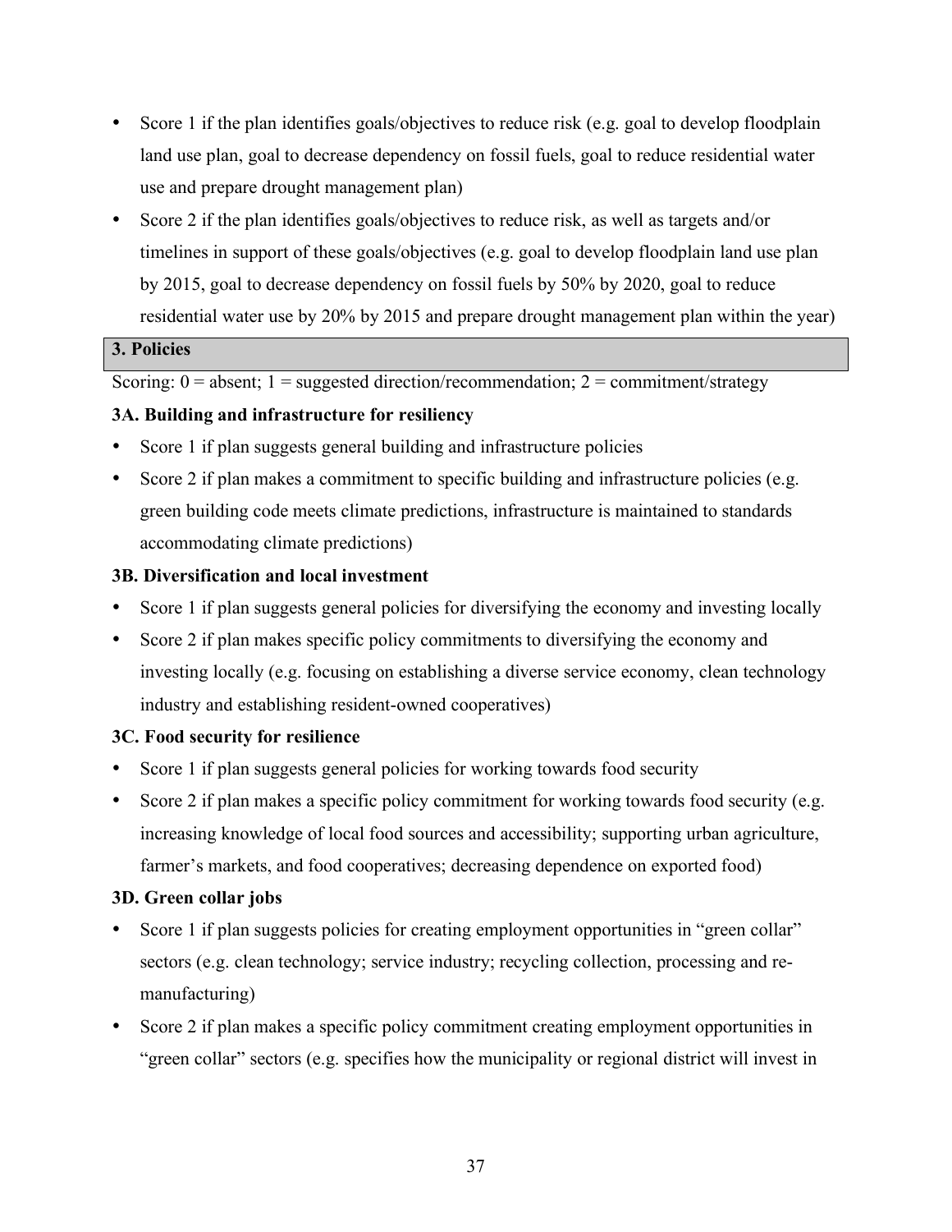- Score 1 if the plan identifies goals/objectives to reduce risk (e.g. goal to develop floodplain land use plan, goal to decrease dependency on fossil fuels, goal to reduce residential water use and prepare drought management plan)
- Score 2 if the plan identifies goals/objectives to reduce risk, as well as targets and/or timelines in support of these goals/objectives (e.g. goal to develop floodplain land use plan by 2015, goal to decrease dependency on fossil fuels by 50% by 2020, goal to reduce residential water use by 20% by 2015 and prepare drought management plan within the year)

**3. Policies**

Scoring: 0 = absent; 1 = suggested direction/recommendation; 2 = commitment/strategy

**3A. Building and infrastructure for resiliency**

- Score 1 if plan suggests general building and infrastructure policies
- Score 2 if plan makes a commitment to specific building and infrastructure policies (e.g. green building code meets climate predictions, infrastructure is maintained to standards accommodating climate predictions)

**3B. Diversification and local investment**

- Score 1 if plan suggests general policies for diversifying the economy and investing locally
- Score 2 if plan makes specific policy commitments to diversifying the economy and investing locally (e.g. focusing on establishing a diverse service economy, clean technology industry and establishing resident-owned cooperatives)

**3C. Food security for resilience**

- Score 1 if plan suggests general policies for working towards food security
- Score 2 if plan makes a specific policy commitment for working towards food security (e.g. increasing knowledge of local food sources and accessibility; supporting urban agriculture, farmer's markets, and food cooperatives; decreasing dependence on exported food)

**3D. Green collar jobs**

- Score 1 if plan suggests policies for creating employment opportunities in "green collar" sectors (e.g. clean technology; service industry; recycling collection, processing and re-manufacturing)
- Score 2 if plan makes a specific policy commitment creating employment opportunities in "green collar" sectors (e.g. specifies how the municipality or regional district will invest in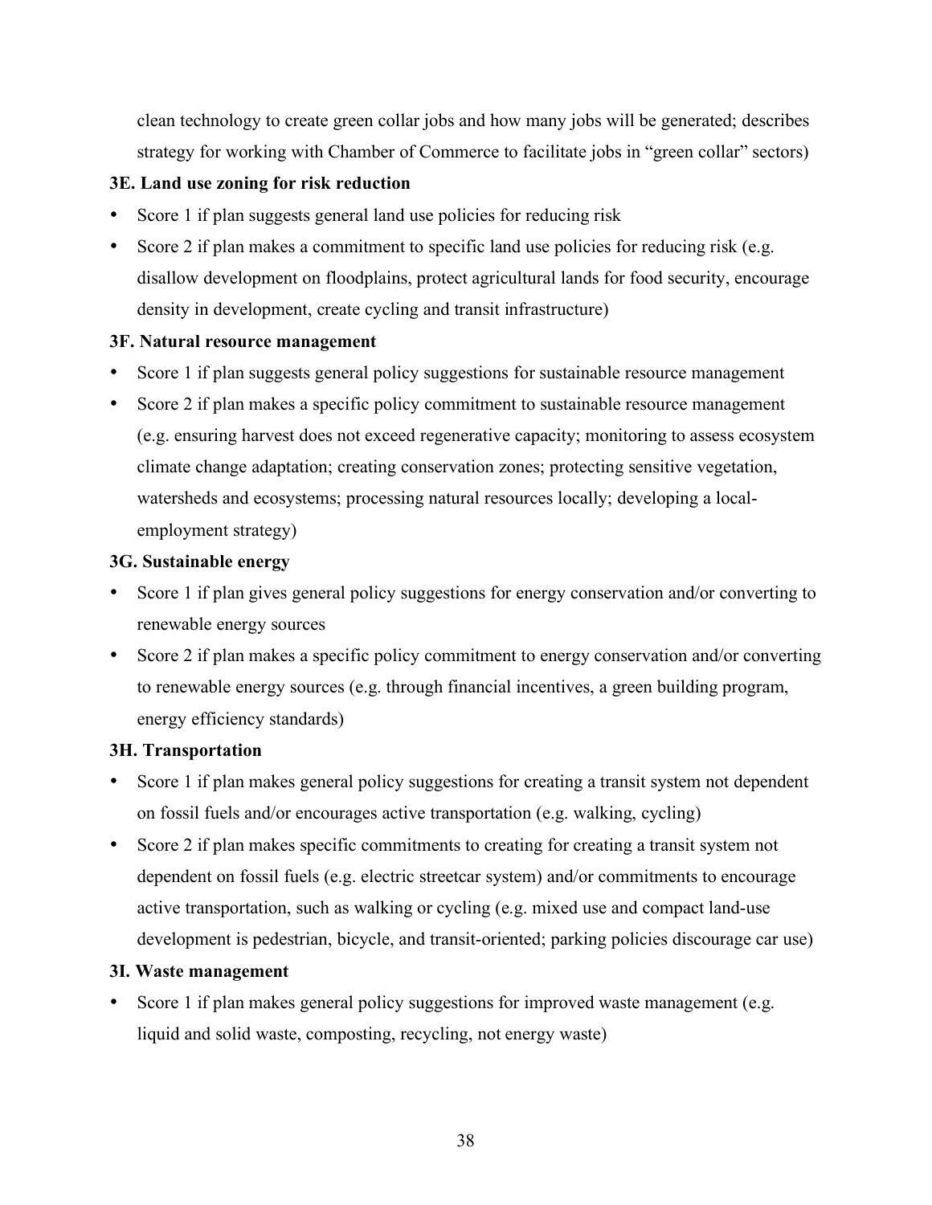clean technology to create green collar jobs and how many jobs will be generated; describes strategy for working with Chamber of Commerce to facilitate jobs in "green collar" sectors)

**3E. Land use zoning for risk reduction**

- Score 1 if plan suggests general land use policies for reducing risk
- Score 2 if plan makes a commitment to specific land use policies for reducing risk (e.g. disallow development on floodplains, protect agricultural lands for food security, encourage density in development, create cycling and transit infrastructure)

**3F. Natural resource management**

- Score 1 if plan suggests general policy suggestions for sustainable resource management
- Score 2 if plan makes a specific policy commitment to sustainable resource management (e.g. ensuring harvest does not exceed regenerative capacity; monitoring to assess ecosystem climate change adaptation; creating conservation zones; protecting sensitive vegetation, watersheds and ecosystems; processing natural resources locally; developing a local-employment strategy)

**3G. Sustainable energy**

- Score 1 if plan gives general policy suggestions for energy conservation and/or converting to renewable energy sources
- Score 2 if plan makes a specific policy commitment to energy conservation and/or converting to renewable energy sources (e.g. through financial incentives, a green building program, energy efficiency standards)

**3H. Transportation**

- Score 1 if plan makes general policy suggestions for creating a transit system not dependent on fossil fuels and/or encourages active transportation (e.g. walking, cycling)
- Score 2 if plan makes specific commitments to creating for creating a transit system not dependent on fossil fuels (e.g. electric streetcar system) and/or commitments to encourage active transportation, such as walking or cycling (e.g. mixed use and compact land-use development is pedestrian, bicycle, and transit-oriented; parking policies discourage car use)

**3I. Waste management**

- Score 1 if plan makes general policy suggestions for improved waste management (e.g. liquid and solid waste, composting, recycling, not energy waste)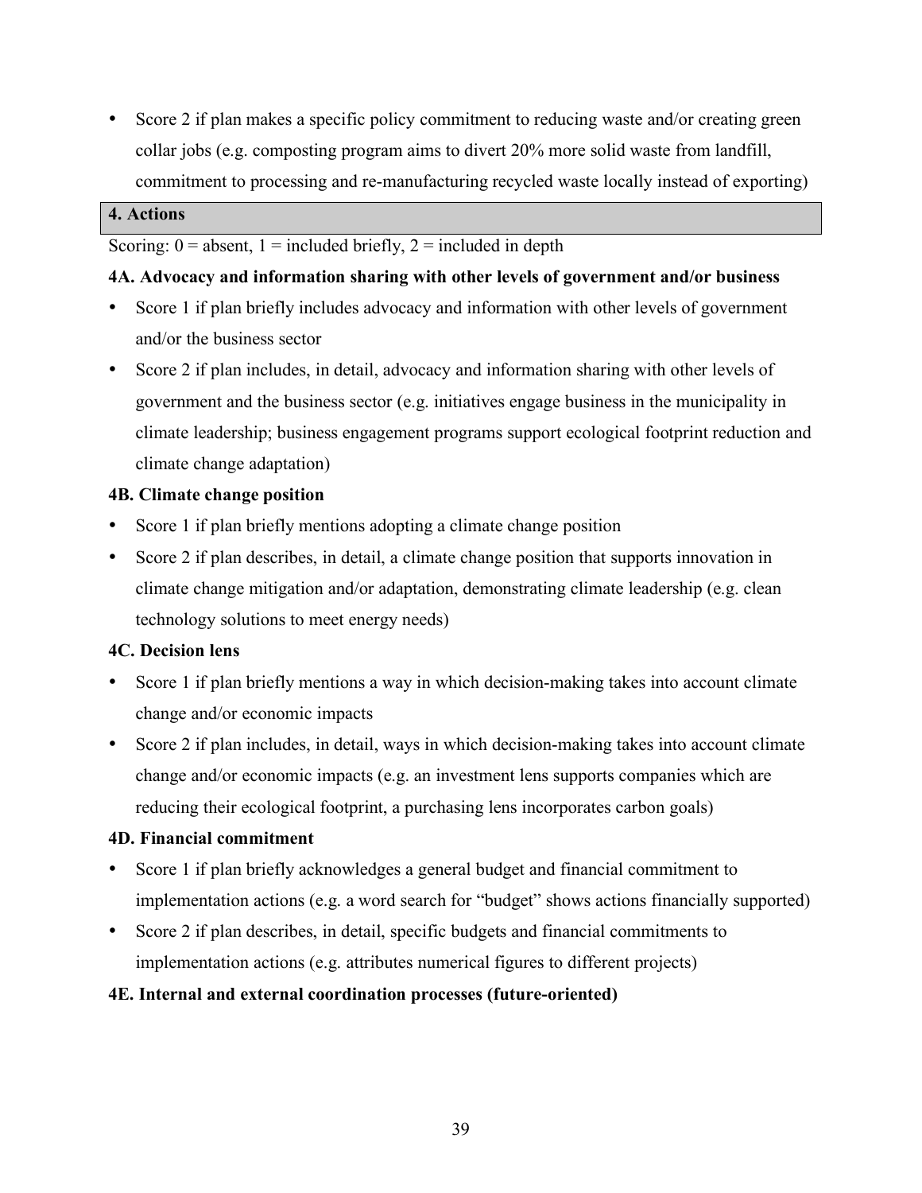- Score 2 if plan makes a specific policy commitment to reducing waste and/or creating green collar jobs (e.g. composting program aims to divert 20% more solid waste from landfill, commitment to processing and re-manufacturing recycled waste locally instead of exporting)

| **4. Actions** |
|---|

Scoring: 0 = absent, 1 = included briefly, 2 = included in depth

**4A. Advocacy and information sharing with other levels of government and/or business**

- Score 1 if plan briefly includes advocacy and information with other levels of government and/or the business sector
- Score 2 if plan includes, in detail, advocacy and information sharing with other levels of government and the business sector (e.g. initiatives engage business in the municipality in climate leadership; business engagement programs support ecological footprint reduction and climate change adaptation)

**4B. Climate change position**

- Score 1 if plan briefly mentions adopting a climate change position
- Score 2 if plan describes, in detail, a climate change position that supports innovation in climate change mitigation and/or adaptation, demonstrating climate leadership (e.g. clean technology solutions to meet energy needs)

**4C. Decision lens**

- Score 1 if plan briefly mentions a way in which decision-making takes into account climate change and/or economic impacts
- Score 2 if plan includes, in detail, ways in which decision-making takes into account climate change and/or economic impacts (e.g. an investment lens supports companies which are reducing their ecological footprint, a purchasing lens incorporates carbon goals)

**4D. Financial commitment**

- Score 1 if plan briefly acknowledges a general budget and financial commitment to implementation actions (e.g. a word search for "budget" shows actions financially supported)
- Score 2 if plan describes, in detail, specific budgets and financial commitments to implementation actions (e.g. attributes numerical figures to different projects)

**4E. Internal and external coordination processes (future-oriented)**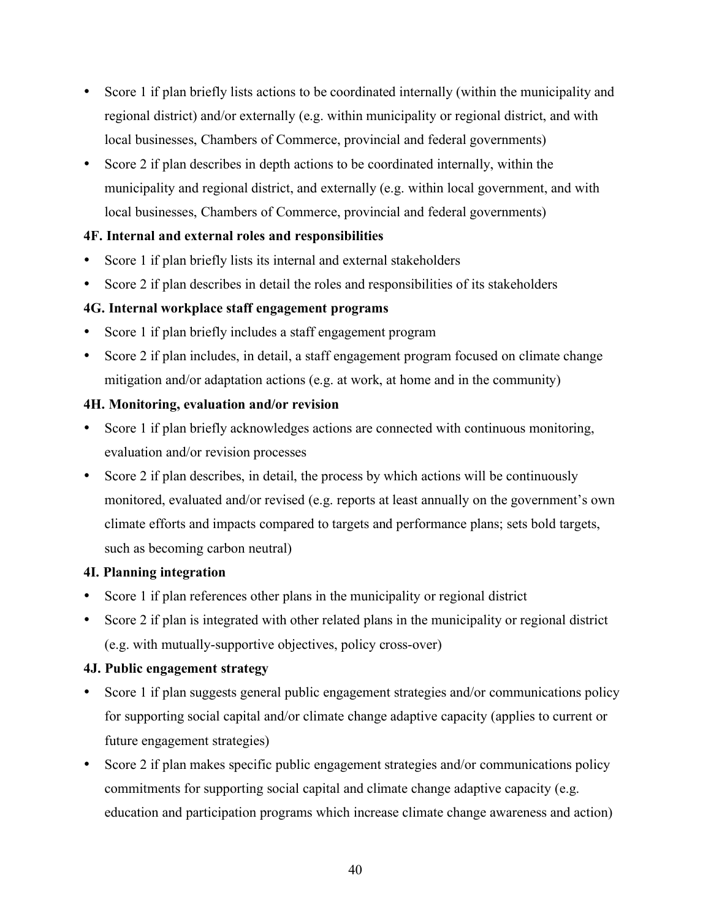- Score 1 if plan briefly lists actions to be coordinated internally (within the municipality and regional district) and/or externally (e.g. within municipality or regional district, and with local businesses, Chambers of Commerce, provincial and federal governments)
- Score 2 if plan describes in depth actions to be coordinated internally, within the municipality and regional district, and externally (e.g. within local government, and with local businesses, Chambers of Commerce, provincial and federal governments)

**4F. Internal and external roles and responsibilities**

- Score 1 if plan briefly lists its internal and external stakeholders
- Score 2 if plan describes in detail the roles and responsibilities of its stakeholders

**4G. Internal workplace staff engagement programs**

- Score 1 if plan briefly includes a staff engagement program
- Score 2 if plan includes, in detail, a staff engagement program focused on climate change mitigation and/or adaptation actions (e.g. at work, at home and in the community)

**4H. Monitoring, evaluation and/or revision**

- Score 1 if plan briefly acknowledges actions are connected with continuous monitoring, evaluation and/or revision processes
- Score 2 if plan describes, in detail, the process by which actions will be continuously monitored, evaluated and/or revised (e.g. reports at least annually on the government's own climate efforts and impacts compared to targets and performance plans; sets bold targets, such as becoming carbon neutral)

**4I. Planning integration**

- Score 1 if plan references other plans in the municipality or regional district
- Score 2 if plan is integrated with other related plans in the municipality or regional district (e.g. with mutually-supportive objectives, policy cross-over)

**4J. Public engagement strategy**

- Score 1 if plan suggests general public engagement strategies and/or communications policy for supporting social capital and/or climate change adaptive capacity (applies to current or future engagement strategies)
- Score 2 if plan makes specific public engagement strategies and/or communications policy commitments for supporting social capital and climate change adaptive capacity (e.g. education and participation programs which increase climate change awareness and action)